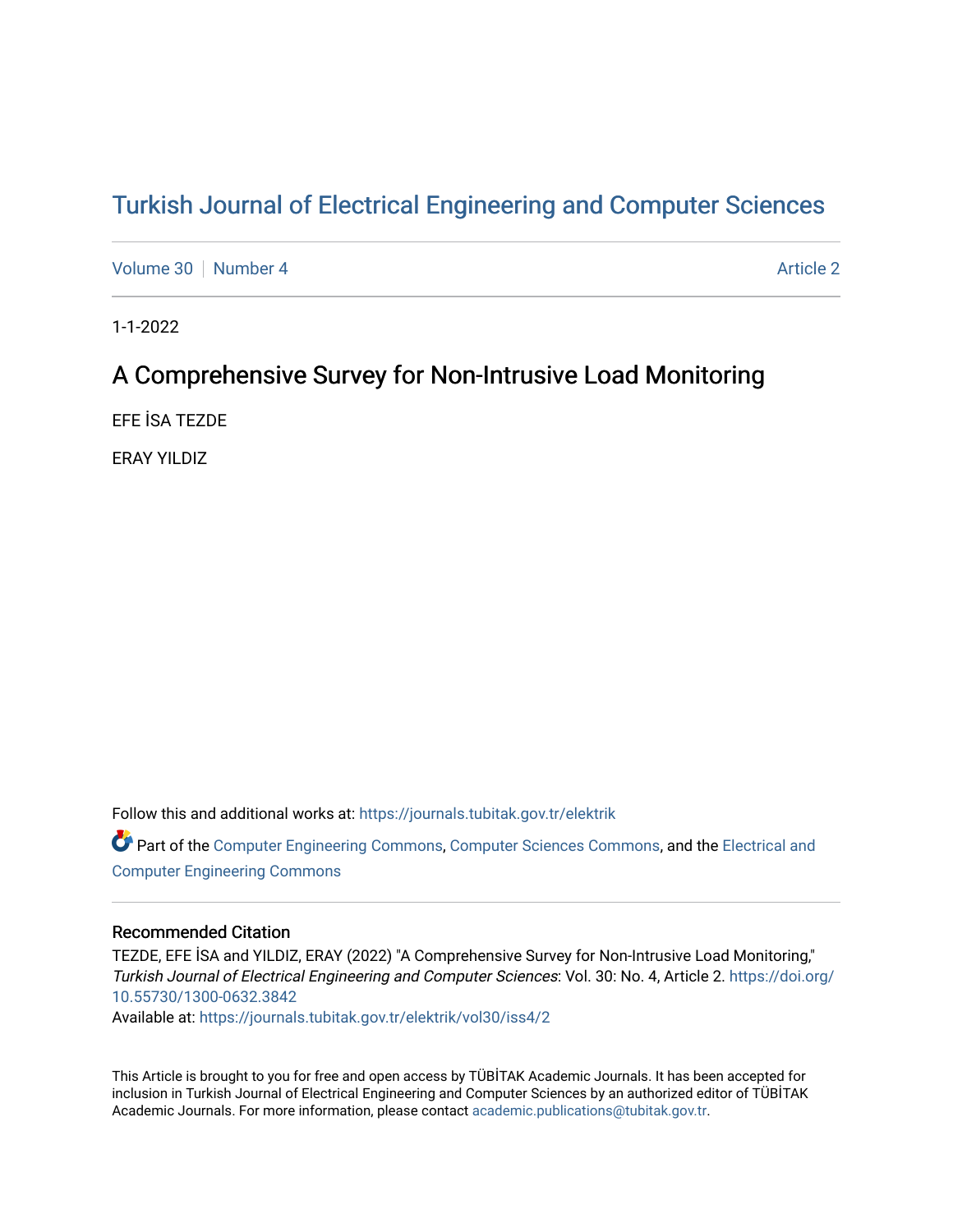# Turkish Journal of Electrical Engineering and Computer Sciences

Volume 30 | Number 4 | Article 2

1-1-2022

## A Comprehensive Survey for Non-Intrusive Load Monitoring

EFE İSA TEZDE

ERAY YILDIZ

Follow this and additional works at: https://journals.tubitak.gov.tr/elektrik

Part of the Computer Engineering Commons, Computer Sciences Commons, and the Electrical and Computer Engineering Commons

### Recommended Citation

TEZDE, EFE İSA and YILDIZ, ERAY (2022) "A Comprehensive Survey for Non-Intrusive Load Monitoring," *Turkish Journal of Electrical Engineering and Computer Sciences*: Vol. 30: No. 4, Article 2. https://doi.org/10.55730/1300-0632.3842

Available at: https://journals.tubitak.gov.tr/elektrik/vol30/iss4/2

This Article is brought to you for free and open access by TÜBİTAK Academic Journals. It has been accepted for inclusion in Turkish Journal of Electrical Engineering and Computer Sciences by an authorized editor of TÜBİTAK Academic Journals. For more information, please contact academic.publications@tubitak.gov.tr.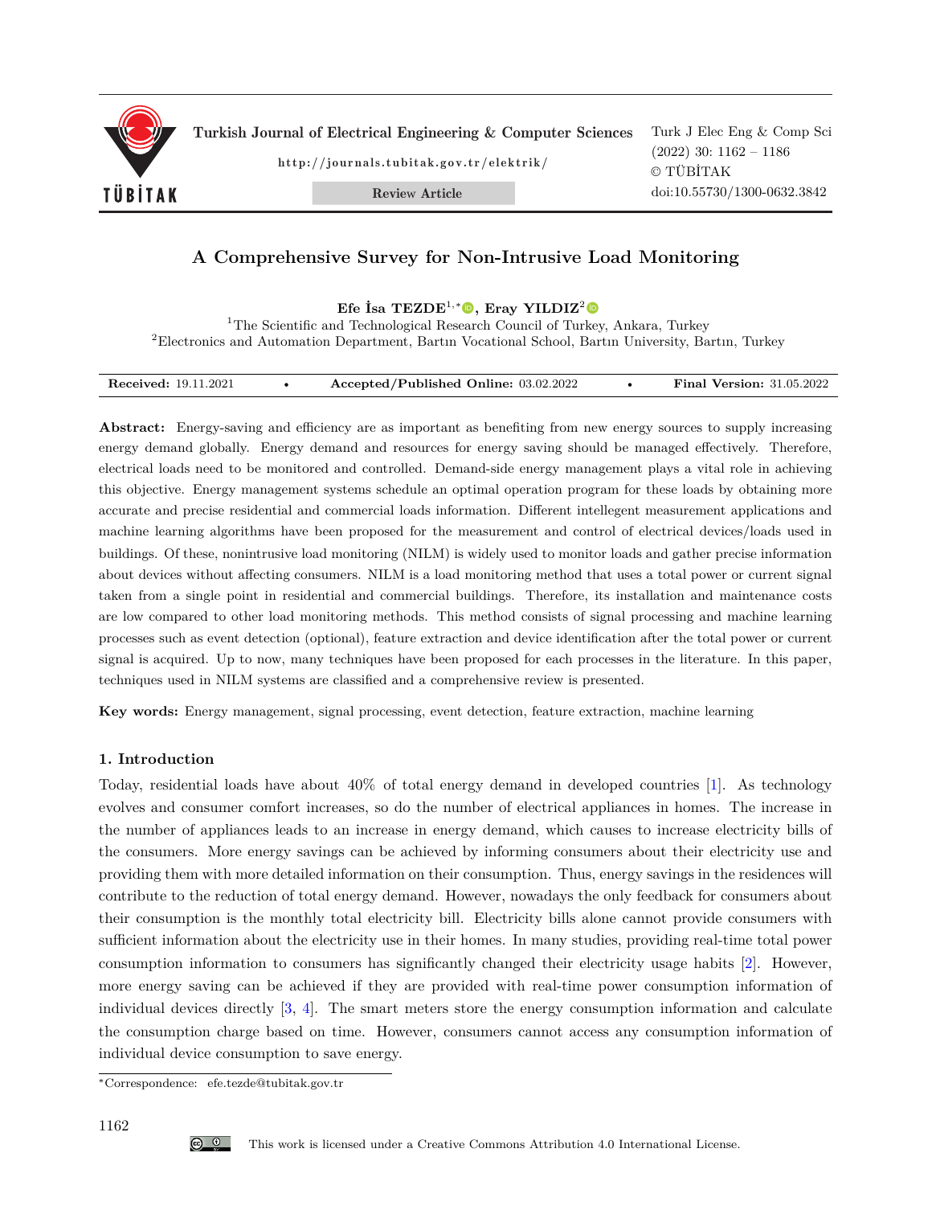# A Comprehensive Survey for Non-Intrusive Load Monitoring

**Efe İsa TEZDE**[1,*], **Eray YILDIZ**[2]

[1]The Scientific and Technological Research Council of Turkey, Ankara, Turkey
[2]Electronics and Automation Department, Bartın Vocational School, Bartın University, Bartın, Turkey

**Received:** 19.11.2021 • **Accepted/Published Online:** 03.02.2022 • **Final Version:** 31.05.2022

**Abstract:** Energy-saving and efficiency are as important as benefiting from new energy sources to supply increasing energy demand globally. Energy demand and resources for energy saving should be managed effectively. Therefore, electrical loads need to be monitored and controlled. Demand-side energy management plays a vital role in achieving this objective. Energy management systems schedule an optimal operation program for these loads by obtaining more accurate and precise residential and commercial loads information. Different intellegent measurement applications and machine learning algorithms have been proposed for the measurement and control of electrical devices/loads used in buildings. Of these, nonintrusive load monitoring (NILM) is widely used to monitor loads and gather precise information about devices without affecting consumers. NILM is a load monitoring method that uses a total power or current signal taken from a single point in residential and commercial buildings. Therefore, its installation and maintenance costs are low compared to other load monitoring methods. This method consists of signal processing and machine learning processes such as event detection (optional), feature extraction and device identification after the total power or current signal is acquired. Up to now, many techniques have been proposed for each processes in the literature. In this paper, techniques used in NILM systems are classified and a comprehensive review is presented.

**Key words:** Energy management, signal processing, event detection, feature extraction, machine learning

## 1. Introduction

Today, residential loads have about 40% of total energy demand in developed countries [1]. As technology evolves and consumer comfort increases, so do the number of electrical appliances in homes. The increase in the number of appliances leads to an increase in energy demand, which causes to increase electricity bills of the consumers. More energy savings can be achieved by informing consumers about their electricity use and providing them with more detailed information on their consumption. Thus, energy savings in the residences will contribute to the reduction of total energy demand. However, nowadays the only feedback for consumers about their consumption is the monthly total electricity bill. Electricity bills alone cannot provide consumers with sufficient information about the electricity use in their homes. In many studies, providing real-time total power consumption information to consumers has significantly changed their electricity usage habits [2]. However, more energy saving can be achieved if they are provided with real-time power consumption information of individual devices directly [3, 4]. The smart meters store the energy consumption information and calculate the consumption charge based on time. However, consumers cannot access any consumption information of individual device consumption to save energy.

*Correspondence: efe.tezde@tubitak.gov.tr

This work is licensed under a Creative Commons Attribution 4.0 International License.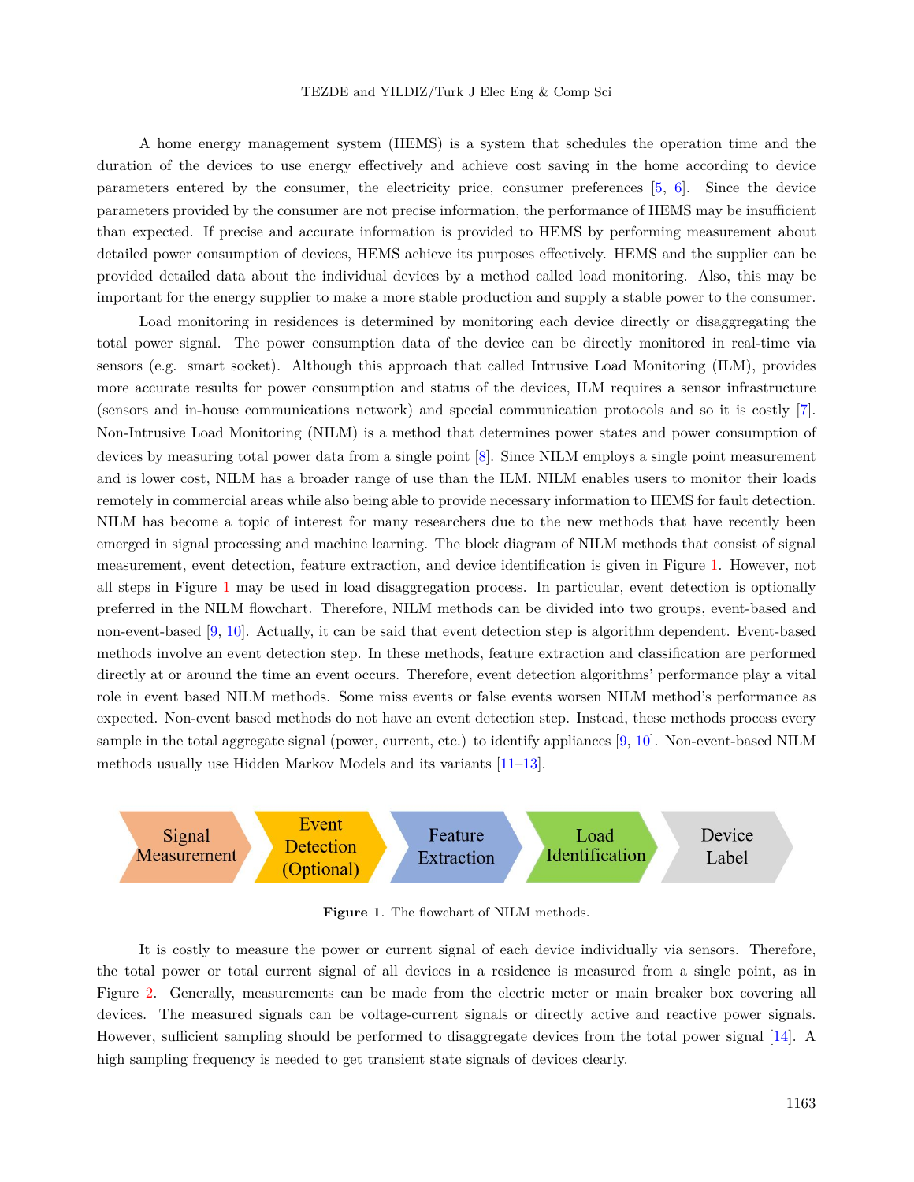A home energy management system (HEMS) is a system that schedules the operation time and the duration of the devices to use energy effectively and achieve cost saving in the home according to device parameters entered by the consumer, the electricity price, consumer preferences [5, 6]. Since the device parameters provided by the consumer are not precise information, the performance of HEMS may be insufficient than expected. If precise and accurate information is provided to HEMS by performing measurement about detailed power consumption of devices, HEMS achieve its purposes effectively. HEMS and the supplier can be provided detailed data about the individual devices by a method called load monitoring. Also, this may be important for the energy supplier to make a more stable production and supply a stable power to the consumer.

Load monitoring in residences is determined by monitoring each device directly or disaggregating the total power signal. The power consumption data of the device can be directly monitored in real-time via sensors (e.g. smart socket). Although this approach that called Intrusive Load Monitoring (ILM), provides more accurate results for power consumption and status of the devices, ILM requires a sensor infrastructure (sensors and in-house communications network) and special communication protocols and so it is costly [7]. Non-Intrusive Load Monitoring (NILM) is a method that determines power states and power consumption of devices by measuring total power data from a single point [8]. Since NILM employs a single point measurement and is lower cost, NILM has a broader range of use than the ILM. NILM enables users to monitor their loads remotely in commercial areas while also being able to provide necessary information to HEMS for fault detection. NILM has become a topic of interest for many researchers due to the new methods that have recently been emerged in signal processing and machine learning. The block diagram of NILM methods that consist of signal measurement, event detection, feature extraction, and device identification is given in Figure 1. However, not all steps in Figure 1 may be used in load disaggregation process. In particular, event detection is optionally preferred in the NILM flowchart. Therefore, NILM methods can be divided into two groups, event-based and non-event-based [9, 10]. Actually, it can be said that event detection step is algorithm dependent. Event-based methods involve an event detection step. In these methods, feature extraction and classification are performed directly at or around the time an event occurs. Therefore, event detection algorithms' performance play a vital role in event based NILM methods. Some miss events or false events worsen NILM method's performance as expected. Non-event based methods do not have an event detection step. Instead, these methods process every sample in the total aggregate signal (power, current, etc.) to identify appliances [9, 10]. Non-event-based NILM methods usually use Hidden Markov Models and its variants [11–13].

Signal Measurement → Event Detection (Optional) → Feature Extraction → Load Identification → Device Label

**Figure 1**. The flowchart of NILM methods.

It is costly to measure the power or current signal of each device individually via sensors. Therefore, the total power or total current signal of all devices in a residence is measured from a single point, as in Figure 2. Generally, measurements can be made from the electric meter or main breaker box covering all devices. The measured signals can be voltage-current signals or directly active and reactive power signals. However, sufficient sampling should be performed to disaggregate devices from the total power signal [14]. A high sampling frequency is needed to get transient state signals of devices clearly.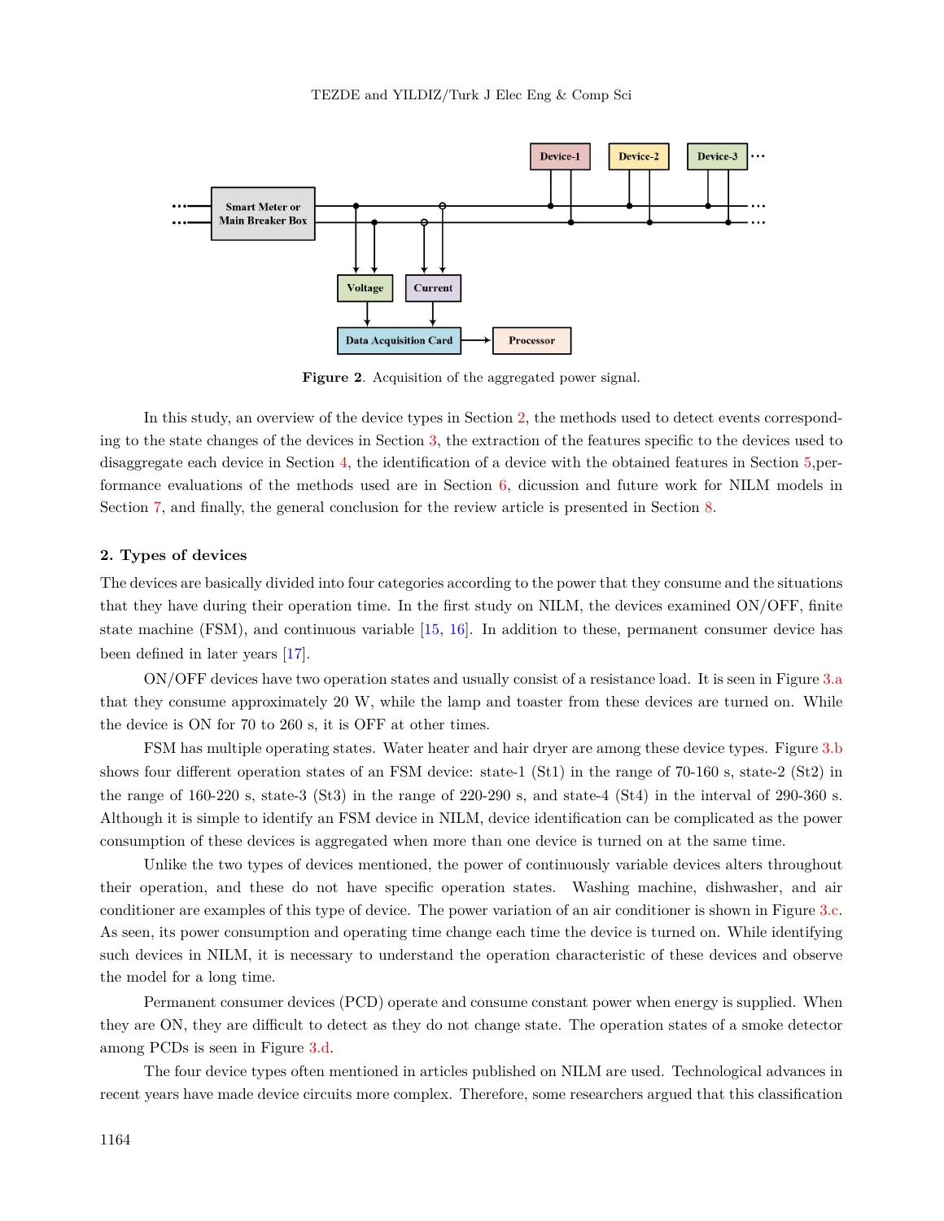Figure 2. Acquisition of the aggregated power signal.

In this study, an overview of the device types in Section 2, the methods used to detect events corresponding to the state changes of the devices in Section 3, the extraction of the features specific to the devices used to disaggregate each device in Section 4, the identification of a device with the obtained features in Section 5,performance evaluations of the methods used are in Section 6, dicussion and future work for NILM models in Section 7, and finally, the general conclusion for the review article is presented in Section 8.

## 2. Types of devices

The devices are basically divided into four categories according to the power that they consume and the situations that they have during their operation time. In the first study on NILM, the devices examined ON/OFF, finite state machine (FSM), and continuous variable [15, 16]. In addition to these, permanent consumer device has been defined in later years [17].

ON/OFF devices have two operation states and usually consist of a resistance load. It is seen in Figure 3.a that they consume approximately 20 W, while the lamp and toaster from these devices are turned on. While the device is ON for 70 to 260 s, it is OFF at other times.

FSM has multiple operating states. Water heater and hair dryer are among these device types. Figure 3.b shows four different operation states of an FSM device: state-1 (St1) in the range of 70-160 s, state-2 (St2) in the range of 160-220 s, state-3 (St3) in the range of 220-290 s, and state-4 (St4) in the interval of 290-360 s. Although it is simple to identify an FSM device in NILM, device identification can be complicated as the power consumption of these devices is aggregated when more than one device is turned on at the same time.

Unlike the two types of devices mentioned, the power of continuously variable devices alters throughout their operation, and these do not have specific operation states. Washing machine, dishwasher, and air conditioner are examples of this type of device. The power variation of an air conditioner is shown in Figure 3.c. As seen, its power consumption and operating time change each time the device is turned on. While identifying such devices in NILM, it is necessary to understand the operation characteristic of these devices and observe the model for a long time.

Permanent consumer devices (PCD) operate and consume constant power when energy is supplied. When they are ON, they are difficult to detect as they do not change state. The operation states of a smoke detector among PCDs is seen in Figure 3.d.

The four device types often mentioned in articles published on NILM are used. Technological advances in recent years have made device circuits more complex. Therefore, some researchers argued that this classification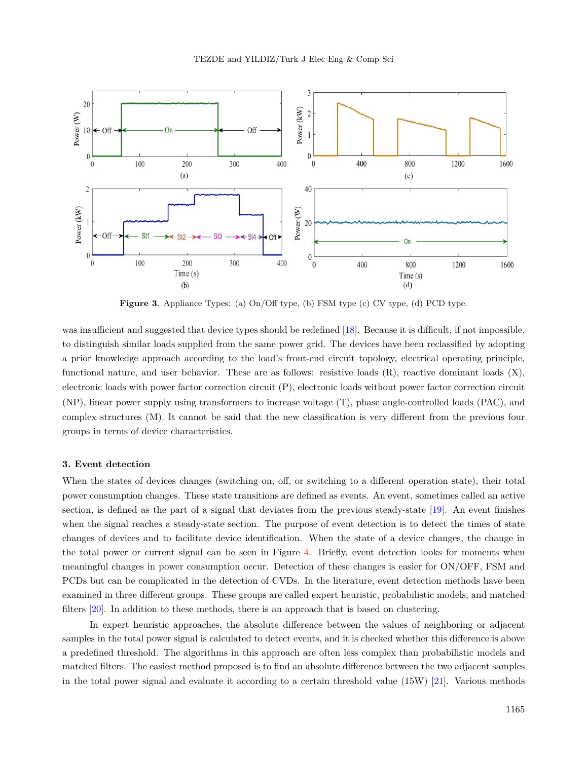Figure 3. Appliance Types: (a) On/Off type, (b) FSM type (c) CV type, (d) PCD type.

was insufficient and suggested that device types should be redefined [18]. Because it is difficult, if not impossible, to distinguish similar loads supplied from the same power grid. The devices have been reclassified by adopting a prior knowledge approach according to the load's front-end circuit topology, electrical operating principle, functional nature, and user behavior. These are as follows: resistive loads (R), reactive dominant loads (X), electronic loads with power factor correction circuit (P), electronic loads without power factor correction circuit (NP), linear power supply using transformers to increase voltage (T), phase angle-controlled loads (PAC), and complex structures (M). It cannot be said that the new classification is very different from the previous four groups in terms of device characteristics.

### 3. Event detection

When the states of devices changes (switching on, off, or switching to a different operation state), their total power consumption changes. These state transitions are defined as events. An event, sometimes called an active section, is defined as the part of a signal that deviates from the previous steady-state [19]. An event finishes when the signal reaches a steady-state section. The purpose of event detection is to detect the times of state changes of devices and to facilitate device identification. When the state of a device changes, the change in the total power or current signal can be seen in Figure 4. Briefly, event detection looks for moments when meaningful changes in power consumption occur. Detection of these changes is easier for ON/OFF, FSM and PCDs but can be complicated in the detection of CVDs. In the literature, event detection methods have been examined in three different groups. These groups are called expert heuristic, probabilistic models, and matched filters [20]. In addition to these methods, there is an approach that is based on clustering.

In expert heuristic approaches, the absolute difference between the values of neighboring or adjacent samples in the total power signal is calculated to detect events, and it is checked whether this difference is above a predefined threshold. The algorithms in this approach are often less complex than probabilistic models and matched filters. The easiest method proposed is to find an absolute difference between the two adjacent samples in the total power signal and evaluate it according to a certain threshold value (15W) [21]. Various methods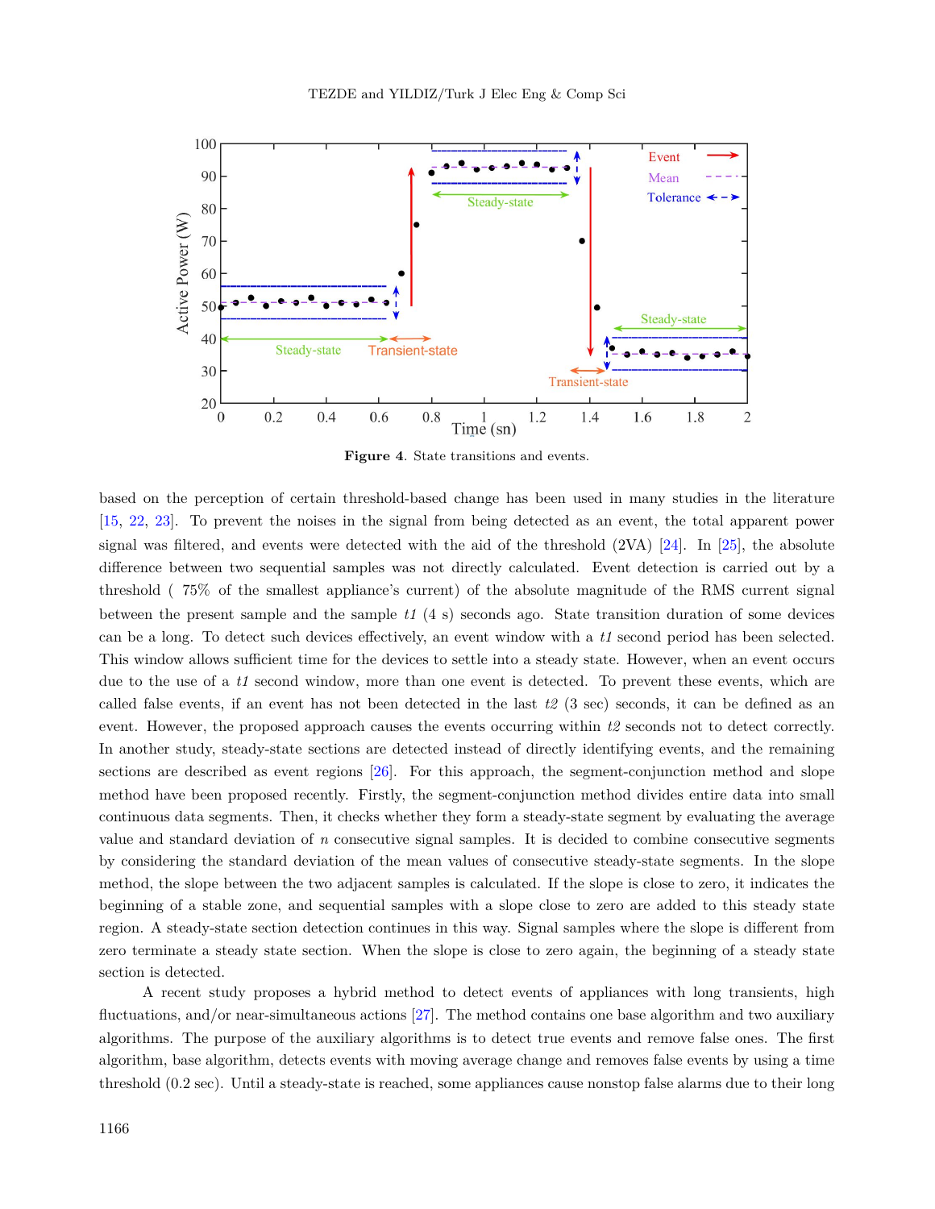**Figure 4**. State transitions and events.

based on the perception of certain threshold-based change has been used in many studies in the literature [15, 22, 23]. To prevent the noises in the signal from being detected as an event, the total apparent power signal was filtered, and events were detected with the aid of the threshold (2VA) [24]. In [25], the absolute difference between two sequential samples was not directly calculated. Event detection is carried out by a threshold ( 75% of the smallest appliance's current) of the absolute magnitude of the RMS current signal between the present sample and the sample *t1* (4 s) seconds ago. State transition duration of some devices can be a long. To detect such devices effectively, an event window with a *t1* second period has been selected. This window allows sufficient time for the devices to settle into a steady state. However, when an event occurs due to the use of a *t1* second window, more than one event is detected. To prevent these events, which are called false events, if an event has not been detected in the last *t2* (3 sec) seconds, it can be defined as an event. However, the proposed approach causes the events occurring within *t2* seconds not to detect correctly. In another study, steady-state sections are detected instead of directly identifying events, and the remaining sections are described as event regions [26]. For this approach, the segment-conjunction method and slope method have been proposed recently. Firstly, the segment-conjunction method divides entire data into small continuous data segments. Then, it checks whether they form a steady-state segment by evaluating the average value and standard deviation of *n* consecutive signal samples. It is decided to combine consecutive segments by considering the standard deviation of the mean values of consecutive steady-state segments. In the slope method, the slope between the two adjacent samples is calculated. If the slope is close to zero, it indicates the beginning of a stable zone, and sequential samples with a slope close to zero are added to this steady state region. A steady-state section detection continues in this way. Signal samples where the slope is different from zero terminate a steady state section. When the slope is close to zero again, the beginning of a steady state section is detected.

A recent study proposes a hybrid method to detect events of appliances with long transients, high fluctuations, and/or near-simultaneous actions [27]. The method contains one base algorithm and two auxiliary algorithms. The purpose of the auxiliary algorithms is to detect true events and remove false ones. The first algorithm, base algorithm, detects events with moving average change and removes false events by using a time threshold (0.2 sec). Until a steady-state is reached, some appliances cause nonstop false alarms due to their long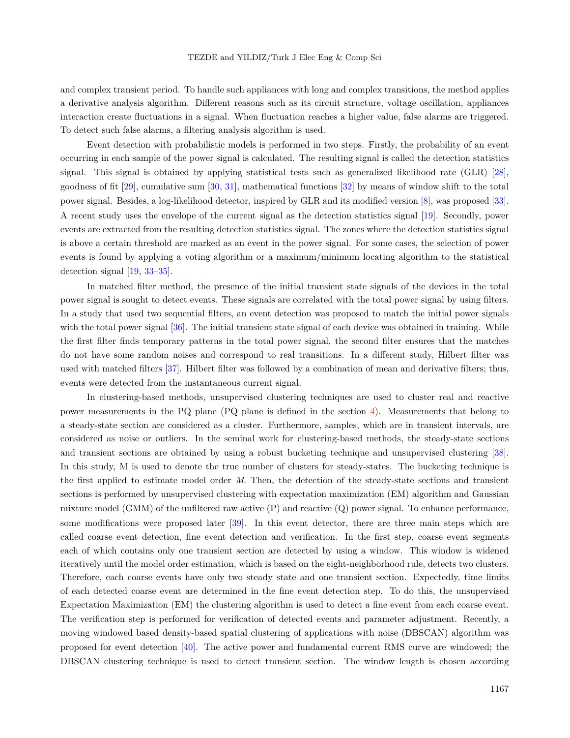and complex transient period. To handle such appliances with long and complex transitions, the method applies a derivative analysis algorithm. Different reasons such as its circuit structure, voltage oscillation, appliances interaction create fluctuations in a signal. When fluctuation reaches a higher value, false alarms are triggered. To detect such false alarms, a filtering analysis algorithm is used.

Event detection with probabilistic models is performed in two steps. Firstly, the probability of an event occurring in each sample of the power signal is calculated. The resulting signal is called the detection statistics signal. This signal is obtained by applying statistical tests such as generalized likelihood rate (GLR) [28], goodness of fit [29], cumulative sum [30, 31], mathematical functions [32] by means of window shift to the total power signal. Besides, a log-likelihood detector, inspired by GLR and its modified version [8], was proposed [33]. A recent study uses the envelope of the current signal as the detection statistics signal [19]. Secondly, power events are extracted from the resulting detection statistics signal. The zones where the detection statistics signal is above a certain threshold are marked as an event in the power signal. For some cases, the selection of power events is found by applying a voting algorithm or a maximum/minimum locating algorithm to the statistical detection signal [19, 33–35].

In matched filter method, the presence of the initial transient state signals of the devices in the total power signal is sought to detect events. These signals are correlated with the total power signal by using filters. In a study that used two sequential filters, an event detection was proposed to match the initial power signals with the total power signal [36]. The initial transient state signal of each device was obtained in training. While the first filter finds temporary patterns in the total power signal, the second filter ensures that the matches do not have some random noises and correspond to real transitions. In a different study, Hilbert filter was used with matched filters [37]. Hilbert filter was followed by a combination of mean and derivative filters; thus, events were detected from the instantaneous current signal.

In clustering-based methods, unsupervised clustering techniques are used to cluster real and reactive power measurements in the PQ plane (PQ plane is defined in the section 4). Measurements that belong to a steady-state section are considered as a cluster. Furthermore, samples, which are in transient intervals, are considered as noise or outliers. In the seminal work for clustering-based methods, the steady-state sections and transient sections are obtained by using a robust bucketing technique and unsupervised clustering [38]. In this study, M is used to denote the true number of clusters for steady-states. The bucketing technique is the first applied to estimate model order $M$. Then, the detection of the steady-state sections and transient sections is performed by unsupervised clustering with expectation maximization (EM) algorithm and Gaussian mixture model (GMM) of the unfiltered raw active (P) and reactive (Q) power signal. To enhance performance, some modifications were proposed later [39]. In this event detector, there are three main steps which are called coarse event detection, fine event detection and verification. In the first step, coarse event segments each of which contains only one transient section are detected by using a window. This window is widened iteratively until the model order estimation, which is based on the eight-neighborhood rule, detects two clusters. Therefore, each coarse events have only two steady state and one transient section. Expectedly, time limits of each detected coarse event are determined in the fine event detection step. To do this, the unsupervised Expectation Maximization (EM) the clustering algorithm is used to detect a fine event from each coarse event. The verification step is performed for verification of detected events and parameter adjustment. Recently, a moving windowed based density-based spatial clustering of applications with noise (DBSCAN) algorithm was proposed for event detection [40]. The active power and fundamental current RMS curve are windowed; the DBSCAN clustering technique is used to detect transient section. The window length is chosen according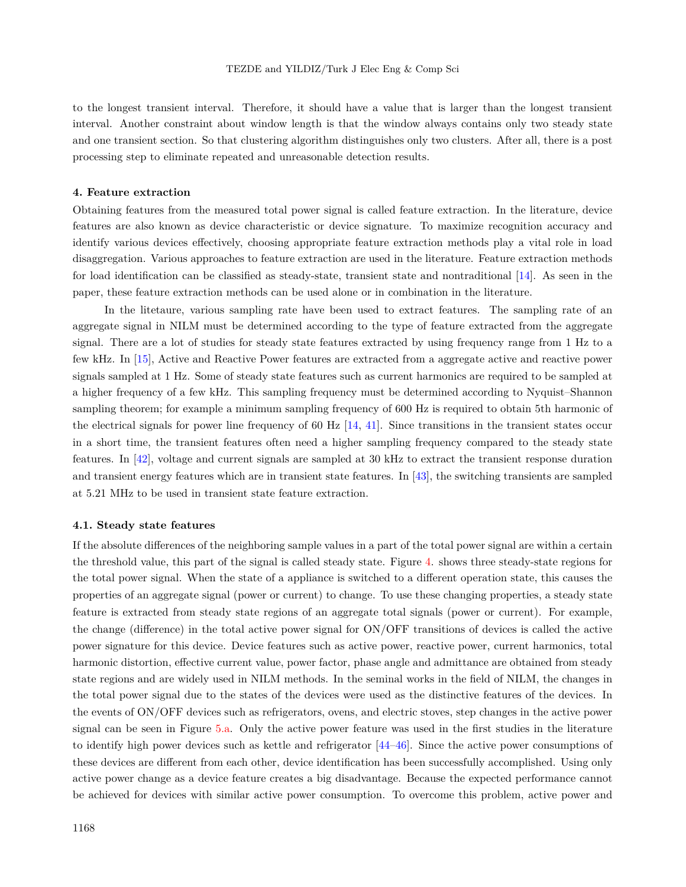to the longest transient interval. Therefore, it should have a value that is larger than the longest transient interval. Another constraint about window length is that the window always contains only two steady state and one transient section. So that clustering algorithm distinguishes only two clusters. After all, there is a post processing step to eliminate repeated and unreasonable detection results.

## 4. Feature extraction

Obtaining features from the measured total power signal is called feature extraction. In the literature, device features are also known as device characteristic or device signature. To maximize recognition accuracy and identify various devices effectively, choosing appropriate feature extraction methods play a vital role in load disaggregation. Various approaches to feature extraction are used in the literature. Feature extraction methods for load identification can be classified as steady-state, transient state and nontraditional [14]. As seen in the paper, these feature extraction methods can be used alone or in combination in the literature.

In the litetaure, various sampling rate have been used to extract features. The sampling rate of an aggregate signal in NILM must be determined according to the type of feature extracted from the aggregate signal. There are a lot of studies for steady state features extracted by using frequency range from 1 Hz to a few kHz. In [15], Active and Reactive Power features are extracted from a aggregate active and reactive power signals sampled at 1 Hz. Some of steady state features such as current harmonics are required to be sampled at a higher frequency of a few kHz. This sampling frequency must be determined according to Nyquist–Shannon sampling theorem; for example a minimum sampling frequency of 600 Hz is required to obtain 5th harmonic of the electrical signals for power line frequency of 60 Hz [14, 41]. Since transitions in the transient states occur in a short time, the transient features often need a higher sampling frequency compared to the steady state features. In [42], voltage and current signals are sampled at 30 kHz to extract the transient response duration and transient energy features which are in transient state features. In [43], the switching transients are sampled at 5.21 MHz to be used in transient state feature extraction.

### 4.1. Steady state features

If the absolute differences of the neighboring sample values in a part of the total power signal are within a certain the threshold value, this part of the signal is called steady state. Figure 4. shows three steady-state regions for the total power signal. When the state of a appliance is switched to a different operation state, this causes the properties of an aggregate signal (power or current) to change. To use these changing properties, a steady state feature is extracted from steady state regions of an aggregate total signals (power or current). For example, the change (difference) in the total active power signal for ON/OFF transitions of devices is called the active power signature for this device. Device features such as active power, reactive power, current harmonics, total harmonic distortion, effective current value, power factor, phase angle and admittance are obtained from steady state regions and are widely used in NILM methods. In the seminal works in the field of NILM, the changes in the total power signal due to the states of the devices were used as the distinctive features of the devices. In the events of ON/OFF devices such as refrigerators, ovens, and electric stoves, step changes in the active power signal can be seen in Figure 5.a. Only the active power feature was used in the first studies in the literature to identify high power devices such as kettle and refrigerator [44–46]. Since the active power consumptions of these devices are different from each other, device identification has been successfully accomplished. Using only active power change as a device feature creates a big disadvantage. Because the expected performance cannot be achieved for devices with similar active power consumption. To overcome this problem, active power and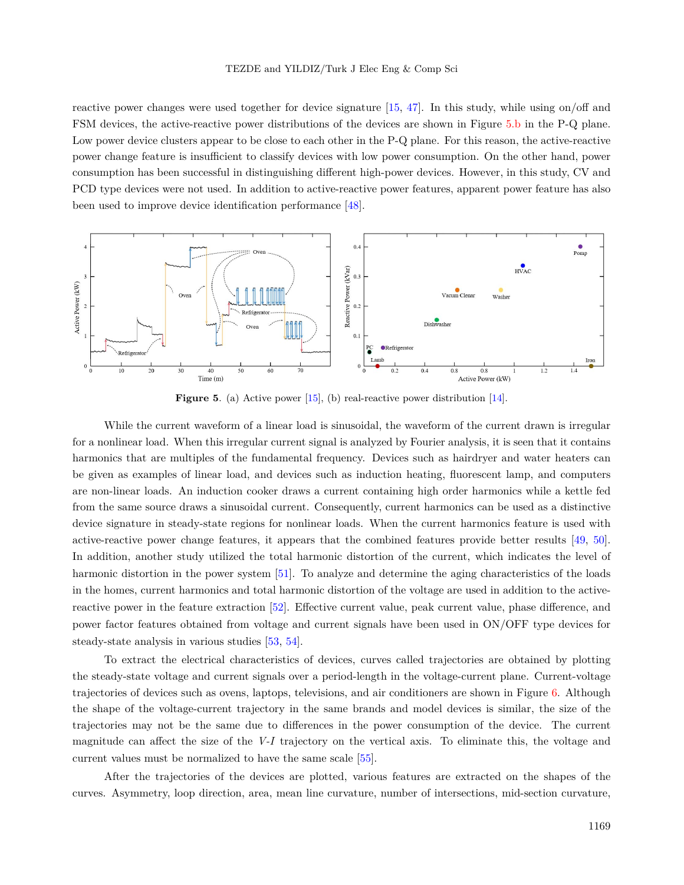reactive power changes were used together for device signature [15, 47]. In this study, while using on/off and FSM devices, the active-reactive power distributions of the devices are shown in Figure 5.b in the P-Q plane. Low power device clusters appear to be close to each other in the P-Q plane. For this reason, the active-reactive power change feature is insufficient to classify devices with low power consumption. On the other hand, power consumption has been successful in distinguishing different high-power devices. However, in this study, CV and PCD type devices were not used. In addition to active-reactive power features, apparent power feature has also been used to improve device identification performance [48].

**Figure 5**. (a) Active power [15], (b) real-reactive power distribution [14].

While the current waveform of a linear load is sinusoidal, the waveform of the current drawn is irregular for a nonlinear load. When this irregular current signal is analyzed by Fourier analysis, it is seen that it contains harmonics that are multiples of the fundamental frequency. Devices such as hairdryer and water heaters can be given as examples of linear load, and devices such as induction heating, fluorescent lamp, and computers are non-linear loads. An induction cooker draws a current containing high order harmonics while a kettle fed from the same source draws a sinusoidal current. Consequently, current harmonics can be used as a distinctive device signature in steady-state regions for nonlinear loads. When the current harmonics feature is used with active-reactive power change features, it appears that the combined features provide better results [49, 50]. In addition, another study utilized the total harmonic distortion of the current, which indicates the level of harmonic distortion in the power system [51]. To analyze and determine the aging characteristics of the loads in the homes, current harmonics and total harmonic distortion of the voltage are used in addition to the active-reactive power in the feature extraction [52]. Effective current value, peak current value, phase difference, and power factor features obtained from voltage and current signals have been used in ON/OFF type devices for steady-state analysis in various studies [53, 54].

To extract the electrical characteristics of devices, curves called trajectories are obtained by plotting the steady-state voltage and current signals over a period-length in the voltage-current plane. Current-voltage trajectories of devices such as ovens, laptops, televisions, and air conditioners are shown in Figure 6. Although the shape of the voltage-current trajectory in the same brands and model devices is similar, the size of the trajectories may not be the same due to differences in the power consumption of the device. The current magnitude can affect the size of the *V-I* trajectory on the vertical axis. To eliminate this, the voltage and current values must be normalized to have the same scale [55].

After the trajectories of the devices are plotted, various features are extracted on the shapes of the curves. Asymmetry, loop direction, area, mean line curvature, number of intersections, mid-section curvature,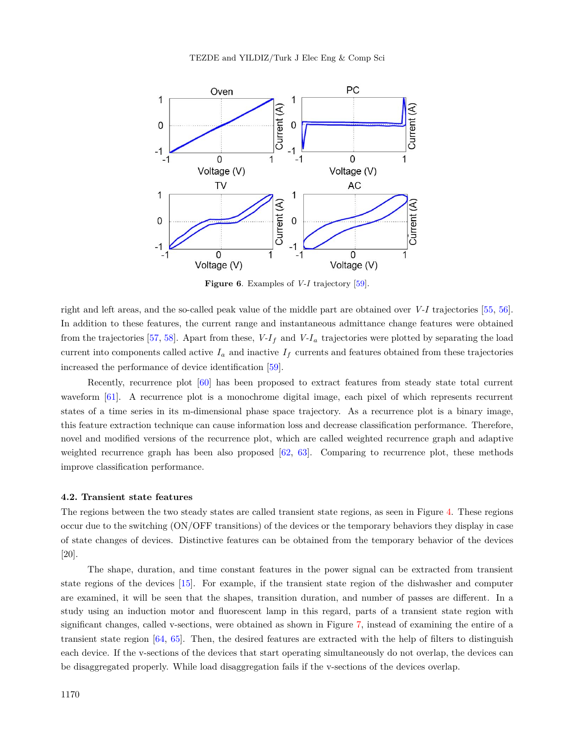Figure 6. Examples of $V$-$I$ trajectory [59].

right and left areas, and the so-called peak value of the middle part are obtained over $V$-$I$ trajectories [55, 56]. In addition to these features, the current range and instantaneous admittance change features were obtained from the trajectories [57, 58]. Apart from these, $V$-$I_f$ and $V$-$I_a$ trajectories were plotted by separating the load current into components called active $I_a$ and inactive $I_f$ currents and features obtained from these trajectories increased the performance of device identification [59].

Recently, recurrence plot [60] has been proposed to extract features from steady state total current waveform [61]. A recurrence plot is a monochrome digital image, each pixel of which represents recurrent states of a time series in its m-dimensional phase space trajectory. As a recurrence plot is a binary image, this feature extraction technique can cause information loss and decrease classification performance. Therefore, novel and modified versions of the recurrence plot, which are called weighted recurrence graph and adaptive weighted recurrence graph has been also proposed [62, 63]. Comparing to recurrence plot, these methods improve classification performance.

### 4.2. Transient state features

The regions between the two steady states are called transient state regions, as seen in Figure 4. These regions occur due to the switching (ON/OFF transitions) of the devices or the temporary behaviors they display in case of state changes of devices. Distinctive features can be obtained from the temporary behavior of the devices [20].

The shape, duration, and time constant features in the power signal can be extracted from transient state regions of the devices [15]. For example, if the transient state region of the dishwasher and computer are examined, it will be seen that the shapes, transition duration, and number of passes are different. In a study using an induction motor and fluorescent lamp in this regard, parts of a transient state region with significant changes, called v-sections, were obtained as shown in Figure 7, instead of examining the entire of a transient state region [64, 65]. Then, the desired features are extracted with the help of filters to distinguish each device. If the v-sections of the devices that start operating simultaneously do not overlap, the devices can be disaggregated properly. While load disaggregation fails if the v-sections of the devices overlap.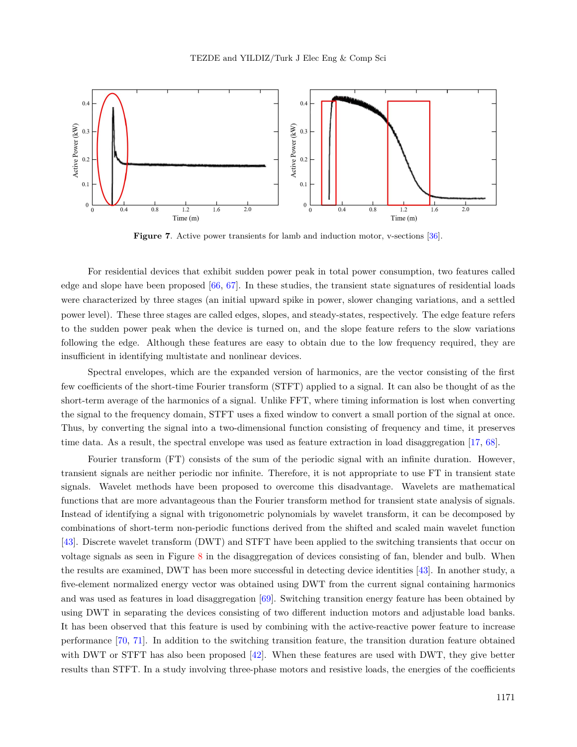**Figure 7**. Active power transients for lamb and induction motor, v-sections [36].

For residential devices that exhibit sudden power peak in total power consumption, two features called edge and slope have been proposed [66, 67]. In these studies, the transient state signatures of residential loads were characterized by three stages (an initial upward spike in power, slower changing variations, and a settled power level). These three stages are called edges, slopes, and steady-states, respectively. The edge feature refers to the sudden power peak when the device is turned on, and the slope feature refers to the slow variations following the edge. Although these features are easy to obtain due to the low frequency required, they are insufficient in identifying multistate and nonlinear devices.

Spectral envelopes, which are the expanded version of harmonics, are the vector consisting of the first few coefficients of the short-time Fourier transform (STFT) applied to a signal. It can also be thought of as the short-term average of the harmonics of a signal. Unlike FFT, where timing information is lost when converting the signal to the frequency domain, STFT uses a fixed window to convert a small portion of the signal at once. Thus, by converting the signal into a two-dimensional function consisting of frequency and time, it preserves time data. As a result, the spectral envelope was used as feature extraction in load disaggregation [17, 68].

Fourier transform (FT) consists of the sum of the periodic signal with an infinite duration. However, transient signals are neither periodic nor infinite. Therefore, it is not appropriate to use FT in transient state signals. Wavelet methods have been proposed to overcome this disadvantage. Wavelets are mathematical functions that are more advantageous than the Fourier transform method for transient state analysis of signals. Instead of identifying a signal with trigonometric polynomials by wavelet transform, it can be decomposed by combinations of short-term non-periodic functions derived from the shifted and scaled main wavelet function [43]. Discrete wavelet transform (DWT) and STFT have been applied to the switching transients that occur on voltage signals as seen in Figure 8 in the disaggregation of devices consisting of fan, blender and bulb. When the results are examined, DWT has been more successful in detecting device identities [43]. In another study, a five-element normalized energy vector was obtained using DWT from the current signal containing harmonics and was used as features in load disaggregation [69]. Switching transition energy feature has been obtained by using DWT in separating the devices consisting of two different induction motors and adjustable load banks. It has been observed that this feature is used by combining with the active-reactive power feature to increase performance [70, 71]. In addition to the switching transition feature, the transition duration feature obtained with DWT or STFT has also been proposed [42]. When these features are used with DWT, they give better results than STFT. In a study involving three-phase motors and resistive loads, the energies of the coefficients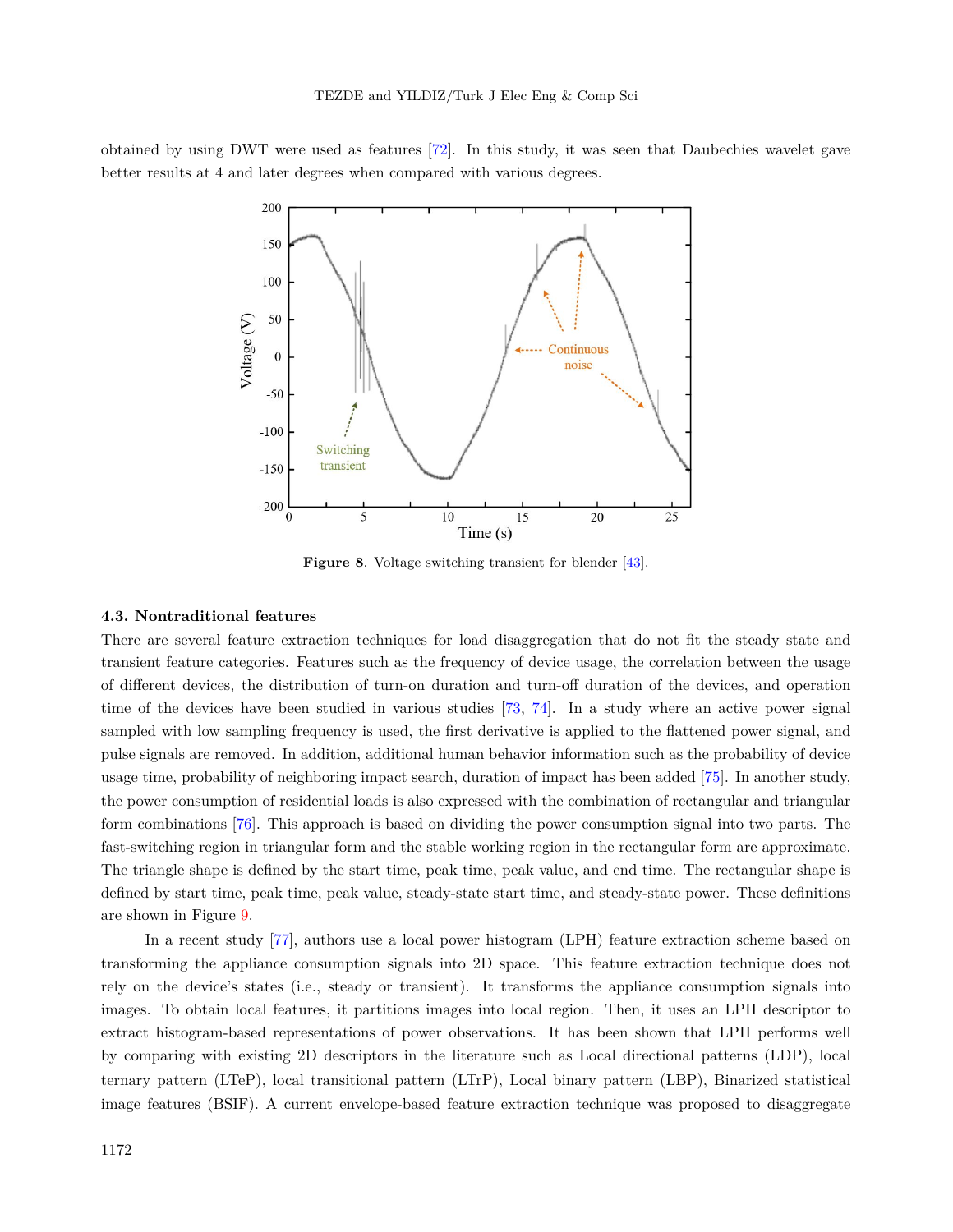obtained by using DWT were used as features [72]. In this study, it was seen that Daubechies wavelet gave better results at 4 and later degrees when compared with various degrees.

**Figure 8**. Voltage switching transient for blender [43].

### 4.3. Nontraditional features

There are several feature extraction techniques for load disaggregation that do not fit the steady state and transient feature categories. Features such as the frequency of device usage, the correlation between the usage of different devices, the distribution of turn-on duration and turn-off duration of the devices, and operation time of the devices have been studied in various studies [73, 74]. In a study where an active power signal sampled with low sampling frequency is used, the first derivative is applied to the flattened power signal, and pulse signals are removed. In addition, additional human behavior information such as the probability of device usage time, probability of neighboring impact search, duration of impact has been added [75]. In another study, the power consumption of residential loads is also expressed with the combination of rectangular and triangular form combinations [76]. This approach is based on dividing the power consumption signal into two parts. The fast-switching region in triangular form and the stable working region in the rectangular form are approximate. The triangle shape is defined by the start time, peak time, peak value, and end time. The rectangular shape is defined by start time, peak time, peak value, steady-state start time, and steady-state power. These definitions are shown in Figure 9.

In a recent study [77], authors use a local power histogram (LPH) feature extraction scheme based on transforming the appliance consumption signals into 2D space. This feature extraction technique does not rely on the device's states (i.e., steady or transient). It transforms the appliance consumption signals into images. To obtain local features, it partitions images into local region. Then, it uses an LPH descriptor to extract histogram-based representations of power observations. It has been shown that LPH performs well by comparing with existing 2D descriptors in the literature such as Local directional patterns (LDP), local ternary pattern (LTeP), local transitional pattern (LTrP), Local binary pattern (LBP), Binarized statistical image features (BSIF). A current envelope-based feature extraction technique was proposed to disaggregate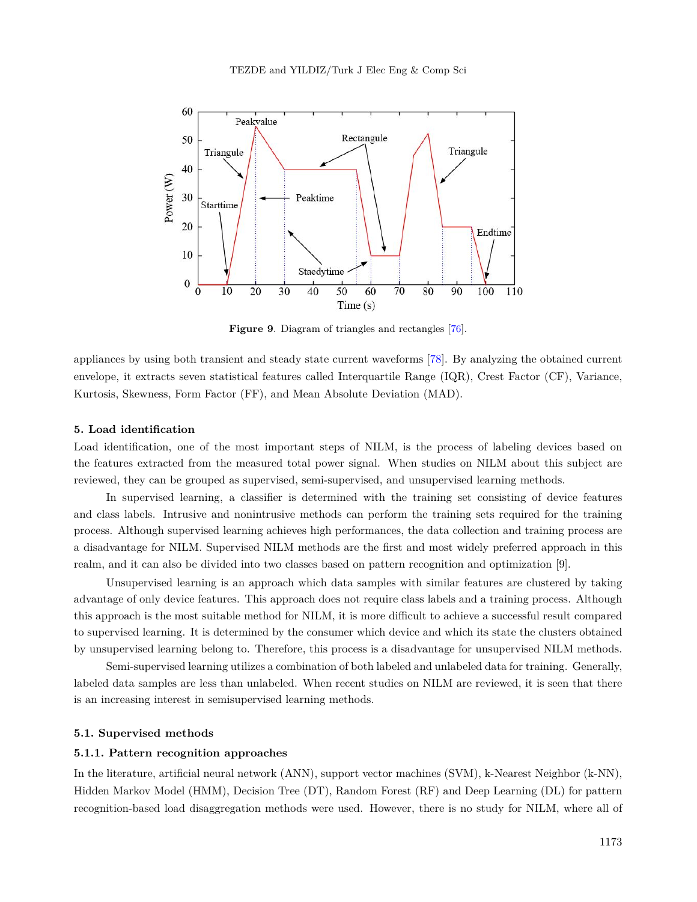**Figure 9**. Diagram of triangles and rectangles [76].

appliances by using both transient and steady state current waveforms [78]. By analyzing the obtained current envelope, it extracts seven statistical features called Interquartile Range (IQR), Crest Factor (CF), Variance, Kurtosis, Skewness, Form Factor (FF), and Mean Absolute Deviation (MAD).

## 5. Load identification

Load identification, one of the most important steps of NILM, is the process of labeling devices based on the features extracted from the measured total power signal. When studies on NILM about this subject are reviewed, they can be grouped as supervised, semi-supervised, and unsupervised learning methods.

In supervised learning, a classifier is determined with the training set consisting of device features and class labels. Intrusive and nonintrusive methods can perform the training sets required for the training process. Although supervised learning achieves high performances, the data collection and training process are a disadvantage for NILM. Supervised NILM methods are the first and most widely preferred approach in this realm, and it can also be divided into two classes based on pattern recognition and optimization [9].

Unsupervised learning is an approach which data samples with similar features are clustered by taking advantage of only device features. This approach does not require class labels and a training process. Although this approach is the most suitable method for NILM, it is more difficult to achieve a successful result compared to supervised learning. It is determined by the consumer which device and which its state the clusters obtained by unsupervised learning belong to. Therefore, this process is a disadvantage for unsupervised NILM methods.

Semi-supervised learning utilizes a combination of both labeled and unlabeled data for training. Generally, labeled data samples are less than unlabeled. When recent studies on NILM are reviewed, it is seen that there is an increasing interest in semisupervised learning methods.

### 5.1. Supervised methods

#### 5.1.1. Pattern recognition approaches

In the literature, artificial neural network (ANN), support vector machines (SVM), k-Nearest Neighbor (k-NN), Hidden Markov Model (HMM), Decision Tree (DT), Random Forest (RF) and Deep Learning (DL) for pattern recognition-based load disaggregation methods were used. However, there is no study for NILM, where all of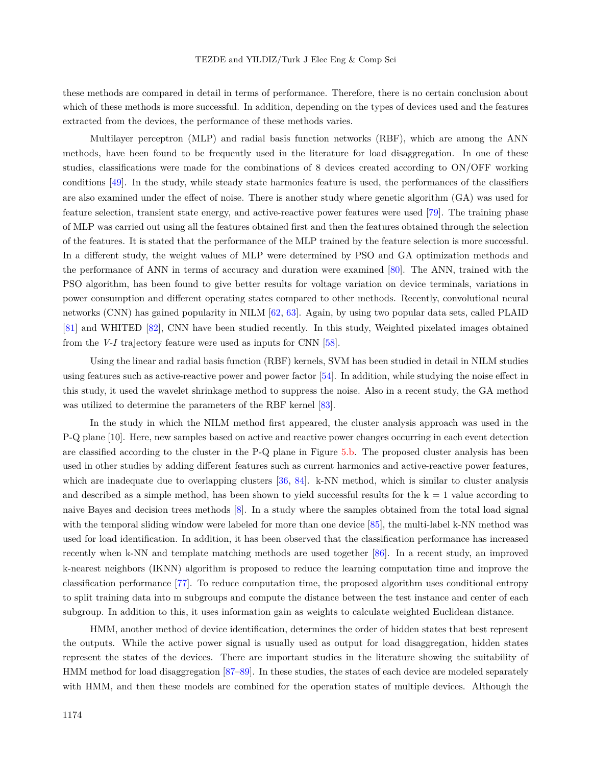these methods are compared in detail in terms of performance. Therefore, there is no certain conclusion about which of these methods is more successful. In addition, depending on the types of devices used and the features extracted from the devices, the performance of these methods varies.

Multilayer perceptron (MLP) and radial basis function networks (RBF), which are among the ANN methods, have been found to be frequently used in the literature for load disaggregation. In one of these studies, classifications were made for the combinations of 8 devices created according to ON/OFF working conditions [49]. In the study, while steady state harmonics feature is used, the performances of the classifiers are also examined under the effect of noise. There is another study where genetic algorithm (GA) was used for feature selection, transient state energy, and active-reactive power features were used [79]. The training phase of MLP was carried out using all the features obtained first and then the features obtained through the selection of the features. It is stated that the performance of the MLP trained by the feature selection is more successful. In a different study, the weight values of MLP were determined by PSO and GA optimization methods and the performance of ANN in terms of accuracy and duration were examined [80]. The ANN, trained with the PSO algorithm, has been found to give better results for voltage variation on device terminals, variations in power consumption and different operating states compared to other methods. Recently, convolutional neural networks (CNN) has gained popularity in NILM [62, 63]. Again, by using two popular data sets, called PLAID [81] and WHITED [82], CNN have been studied recently. In this study, Weighted pixelated images obtained from the *V-I* trajectory feature were used as inputs for CNN [58].

Using the linear and radial basis function (RBF) kernels, SVM has been studied in detail in NILM studies using features such as active-reactive power and power factor [54]. In addition, while studying the noise effect in this study, it used the wavelet shrinkage method to suppress the noise. Also in a recent study, the GA method was utilized to determine the parameters of the RBF kernel [83].

In the study in which the NILM method first appeared, the cluster analysis approach was used in the P-Q plane [10]. Here, new samples based on active and reactive power changes occurring in each event detection are classified according to the cluster in the P-Q plane in Figure 5.b. The proposed cluster analysis has been used in other studies by adding different features such as current harmonics and active-reactive power features, which are inadequate due to overlapping clusters [36, 84]. k-NN method, which is similar to cluster analysis and described as a simple method, has been shown to yield successful results for the k = 1 value according to naive Bayes and decision trees methods [8]. In a study where the samples obtained from the total load signal with the temporal sliding window were labeled for more than one device [85], the multi-label k-NN method was used for load identification. In addition, it has been observed that the classification performance has increased recently when k-NN and template matching methods are used together [86]. In a recent study, an improved k-nearest neighbors (IKNN) algorithm is proposed to reduce the learning computation time and improve the classification performance [77]. To reduce computation time, the proposed algorithm uses conditional entropy to split training data into m subgroups and compute the distance between the test instance and center of each subgroup. In addition to this, it uses information gain as weights to calculate weighted Euclidean distance.

HMM, another method of device identification, determines the order of hidden states that best represent the outputs. While the active power signal is usually used as output for load disaggregation, hidden states represent the states of the devices. There are important studies in the literature showing the suitability of HMM method for load disaggregation [87–89]. In these studies, the states of each device are modeled separately with HMM, and then these models are combined for the operation states of multiple devices. Although the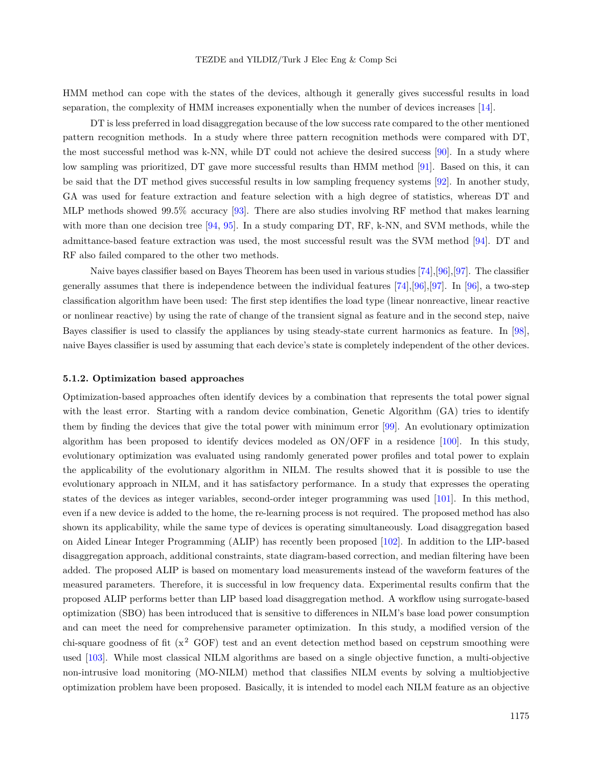HMM method can cope with the states of the devices, although it generally gives successful results in load separation, the complexity of HMM increases exponentially when the number of devices increases [14].

DT is less preferred in load disaggregation because of the low success rate compared to the other mentioned pattern recognition methods. In a study where three pattern recognition methods were compared with DT, the most successful method was k-NN, while DT could not achieve the desired success [90]. In a study where low sampling was prioritized, DT gave more successful results than HMM method [91]. Based on this, it can be said that the DT method gives successful results in low sampling frequency systems [92]. In another study, GA was used for feature extraction and feature selection with a high degree of statistics, whereas DT and MLP methods showed 99.5% accuracy [93]. There are also studies involving RF method that makes learning with more than one decision tree [94, 95]. In a study comparing DT, RF, k-NN, and SVM methods, while the admittance-based feature extraction was used, the most successful result was the SVM method [94]. DT and RF also failed compared to the other two methods.

Naive bayes classifier based on Bayes Theorem has been used in various studies [74],[96],[97]. The classifier generally assumes that there is independence between the individual features [74],[96],[97]. In [96], a two-step classification algorithm have been used: The first step identifies the load type (linear nonreactive, linear reactive or nonlinear reactive) by using the rate of change of the transient signal as feature and in the second step, naive Bayes classifier is used to classify the appliances by using steady-state current harmonics as feature. In [98], naive Bayes classifier is used by assuming that each device's state is completely independent of the other devices.

#### 5.1.2. Optimization based approaches

Optimization-based approaches often identify devices by a combination that represents the total power signal with the least error. Starting with a random device combination, Genetic Algorithm (GA) tries to identify them by finding the devices that give the total power with minimum error [99]. An evolutionary optimization algorithm has been proposed to identify devices modeled as ON/OFF in a residence [100]. In this study, evolutionary optimization was evaluated using randomly generated power profiles and total power to explain the applicability of the evolutionary algorithm in NILM. The results showed that it is possible to use the evolutionary approach in NILM, and it has satisfactory performance. In a study that expresses the operating states of the devices as integer variables, second-order integer programming was used [101]. In this method, even if a new device is added to the home, the re-learning process is not required. The proposed method has also shown its applicability, while the same type of devices is operating simultaneously. Load disaggregation based on Aided Linear Integer Programming (ALIP) has recently been proposed [102]. In addition to the LIP-based disaggregation approach, additional constraints, state diagram-based correction, and median filtering have been added. The proposed ALIP is based on momentary load measurements instead of the waveform features of the measured parameters. Therefore, it is successful in low frequency data. Experimental results confirm that the proposed ALIP performs better than LIP based load disaggregation method. A workflow using surrogate-based optimization (SBO) has been introduced that is sensitive to differences in NILM's base load power consumption and can meet the need for comprehensive parameter optimization. In this study, a modified version of the chi-square goodness of fit ($x^2$ GOF) test and an event detection method based on cepstrum smoothing were used [103]. While most classical NILM algorithms are based on a single objective function, a multi-objective non-intrusive load monitoring (MO-NILM) method that classifies NILM events by solving a multiobjective optimization problem have been proposed. Basically, it is intended to model each NILM feature as an objective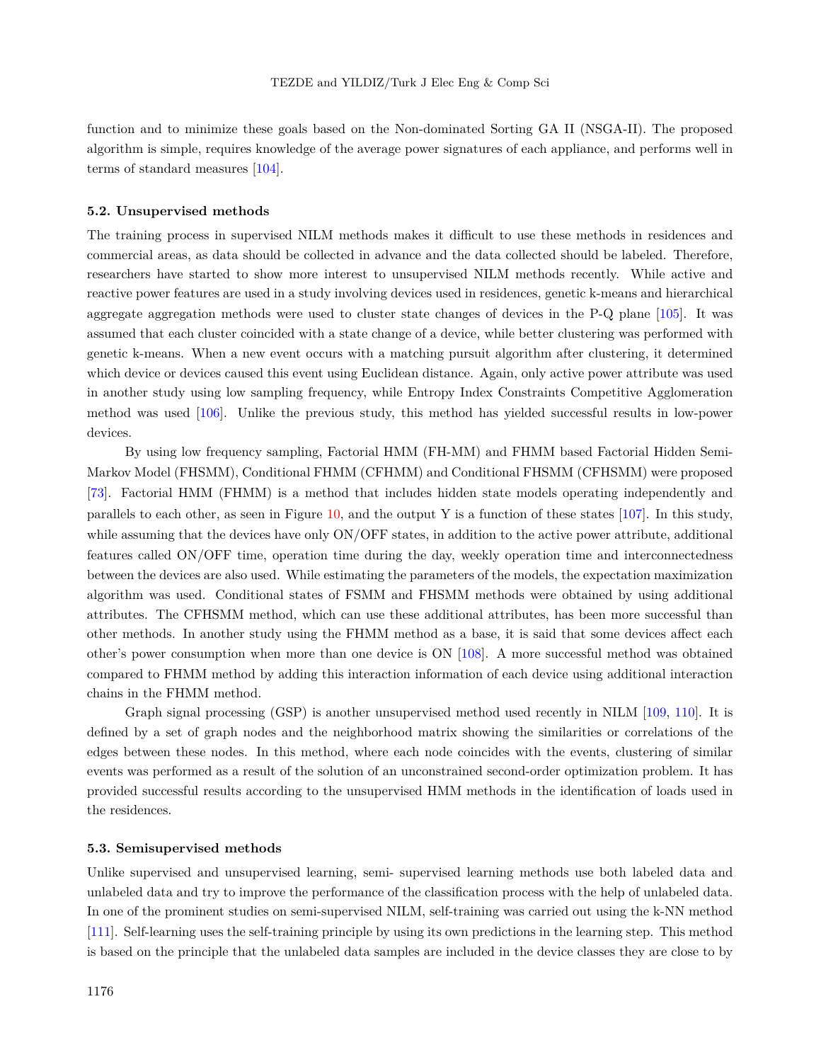function and to minimize these goals based on the Non-dominated Sorting GA II (NSGA-II). The proposed algorithm is simple, requires knowledge of the average power signatures of each appliance, and performs well in terms of standard measures [104].

### 5.2. Unsupervised methods

The training process in supervised NILM methods makes it difficult to use these methods in residences and commercial areas, as data should be collected in advance and the data collected should be labeled. Therefore, researchers have started to show more interest to unsupervised NILM methods recently. While active and reactive power features are used in a study involving devices used in residences, genetic k-means and hierarchical aggregate aggregation methods were used to cluster state changes of devices in the P-Q plane [105]. It was assumed that each cluster coincided with a state change of a device, while better clustering was performed with genetic k-means. When a new event occurs with a matching pursuit algorithm after clustering, it determined which device or devices caused this event using Euclidean distance. Again, only active power attribute was used in another study using low sampling frequency, while Entropy Index Constraints Competitive Agglomeration method was used [106]. Unlike the previous study, this method has yielded successful results in low-power devices.

By using low frequency sampling, Factorial HMM (FH-MM) and FHMM based Factorial Hidden Semi-Markov Model (FHSMM), Conditional FHMM (CFHMM) and Conditional FHSMM (CFHSMM) were proposed [73]. Factorial HMM (FHMM) is a method that includes hidden state models operating independently and parallels to each other, as seen in Figure 10, and the output Y is a function of these states [107]. In this study, while assuming that the devices have only ON/OFF states, in addition to the active power attribute, additional features called ON/OFF time, operation time during the day, weekly operation time and interconnectedness between the devices are also used. While estimating the parameters of the models, the expectation maximization algorithm was used. Conditional states of FSMM and FHSMM methods were obtained by using additional attributes. The CFHSMM method, which can use these additional attributes, has been more successful than other methods. In another study using the FHMM method as a base, it is said that some devices affect each other's power consumption when more than one device is ON [108]. A more successful method was obtained compared to FHMM method by adding this interaction information of each device using additional interaction chains in the FHMM method.

Graph signal processing (GSP) is another unsupervised method used recently in NILM [109, 110]. It is defined by a set of graph nodes and the neighborhood matrix showing the similarities or correlations of the edges between these nodes. In this method, where each node coincides with the events, clustering of similar events was performed as a result of the solution of an unconstrained second-order optimization problem. It has provided successful results according to the unsupervised HMM methods in the identification of loads used in the residences.

### 5.3. Semisupervised methods

Unlike supervised and unsupervised learning, semi- supervised learning methods use both labeled data and unlabeled data and try to improve the performance of the classification process with the help of unlabeled data. In one of the prominent studies on semi-supervised NILM, self-training was carried out using the k-NN method [111]. Self-learning uses the self-training principle by using its own predictions in the learning step. This method is based on the principle that the unlabeled data samples are included in the device classes they are close to by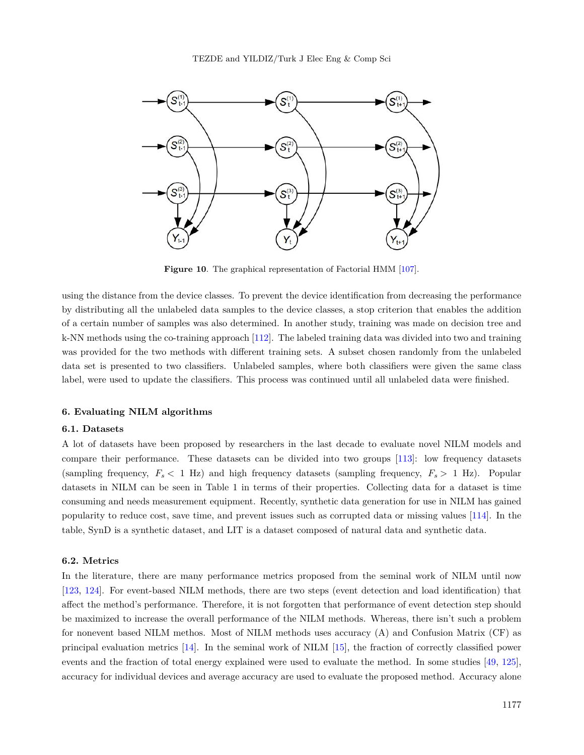**Figure 10**. The graphical representation of Factorial HMM [107].

using the distance from the device classes. To prevent the device identification from decreasing the performance by distributing all the unlabeled data samples to the device classes, a stop criterion that enables the addition of a certain number of samples was also determined. In another study, training was made on decision tree and k-NN methods using the co-training approach [112]. The labeled training data was divided into two and training was provided for the two methods with different training sets. A subset chosen randomly from the unlabeled data set is presented to two classifiers. Unlabeled samples, where both classifiers were given the same class label, were used to update the classifiers. This process was continued until all unlabeled data were finished.

### 6. Evaluating NILM algorithms

#### 6.1. Datasets

A lot of datasets have been proposed by researchers in the last decade to evaluate novel NILM models and compare their performance. These datasets can be divided into two groups [113]: low frequency datasets (sampling frequency, $F_s < 1$ Hz) and high frequency datasets (sampling frequency, $F_s > 1$ Hz). Popular datasets in NILM can be seen in Table 1 in terms of their properties. Collecting data for a dataset is time consuming and needs measurement equipment. Recently, synthetic data generation for use in NILM has gained popularity to reduce cost, save time, and prevent issues such as corrupted data or missing values [114]. In the table, SynD is a synthetic dataset, and LIT is a dataset composed of natural data and synthetic data.

#### 6.2. Metrics

In the literature, there are many performance metrics proposed from the seminal work of NILM until now [123, 124]. For event-based NILM methods, there are two steps (event detection and load identification) that affect the method's performance. Therefore, it is not forgotten that performance of event detection step should be maximized to increase the overall performance of the NILM methods. Whereas, there isn't such a problem for nonevent based NILM methos. Most of NILM methods uses accuracy (A) and Confusion Matrix (CF) as principal evaluation metrics [14]. In the seminal work of NILM [15], the fraction of correctly classified power events and the fraction of total energy explained were used to evaluate the method. In some studies [49, 125], accuracy for individual devices and average accuracy are used to evaluate the proposed method. Accuracy alone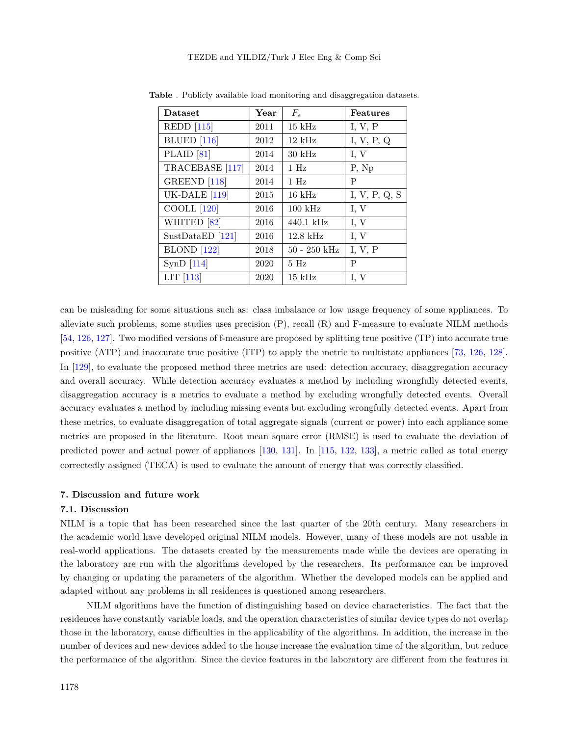**Table** . Publicly available load monitoring and disaggregation datasets.

| Dataset | Year | $F_s$ | Features |
|---|---|---|---|
| REDD [115] | 2011 | 15 kHz | I, V, P |
| BLUED [116] | 2012 | 12 kHz | I, V, P, Q |
| PLAID [81] | 2014 | 30 kHz | I, V |
| TRACEBASE [117] | 2014 | 1 Hz | P, Np |
| GREEND [118] | 2014 | 1 Hz | P |
| UK-DALE [119] | 2015 | 16 kHz | I, V, P, Q, S |
| COOLL [120] | 2016 | 100 kHz | I, V |
| WHITED [82] | 2016 | 440.1 kHz | I, V |
| SustDataED [121] | 2016 | 12.8 kHz | I, V |
| BLOND [122] | 2018 | 50 - 250 kHz | I, V, P |
| SynD [114] | 2020 | 5 Hz | P |
| LIT [113] | 2020 | 15 kHz | I, V |

can be misleading for some situations such as: class imbalance or low usage frequency of some appliances. To alleviate such problems, some studies uses precision (P), recall (R) and F-measure to evaluate NILM methods [54, 126, 127]. Two modified versions of f-measure are proposed by splitting true positive (TP) into accurate true positive (ATP) and inaccurate true positive (ITP) to apply the metric to multistate appliances [73, 126, 128]. In [129], to evaluate the proposed method three metrics are used: detection accuracy, disaggregation accuracy and overall accuracy. While detection accuracy evaluates a method by including wrongfully detected events, disaggregation accuracy is a metrics to evaluate a method by excluding wrongfully detected events. Overall accuracy evaluates a method by including missing events but excluding wrongfully detected events. Apart from these metrics, to evaluate disaggregation of total aggregate signals (current or power) into each appliance some metrics are proposed in the literature. Root mean square error (RMSE) is used to evaluate the deviation of predicted power and actual power of appliances [130, 131]. In [115, 132, 133], a metric called as total energy correctedly assigned (TECA) is used to evaluate the amount of energy that was correctly classified.

## 7. Discussion and future work

### 7.1. Discussion

NILM is a topic that has been researched since the last quarter of the 20th century. Many researchers in the academic world have developed original NILM models. However, many of these models are not usable in real-world applications. The datasets created by the measurements made while the devices are operating in the laboratory are run with the algorithms developed by the researchers. Its performance can be improved by changing or updating the parameters of the algorithm. Whether the developed models can be applied and adapted without any problems in all residences is questioned among researchers.

NILM algorithms have the function of distinguishing based on device characteristics. The fact that the residences have constantly variable loads, and the operation characteristics of similar device types do not overlap those in the laboratory, cause difficulties in the applicability of the algorithms. In addition, the increase in the number of devices and new devices added to the house increase the evaluation time of the algorithm, but reduce the performance of the algorithm. Since the device features in the laboratory are different from the features in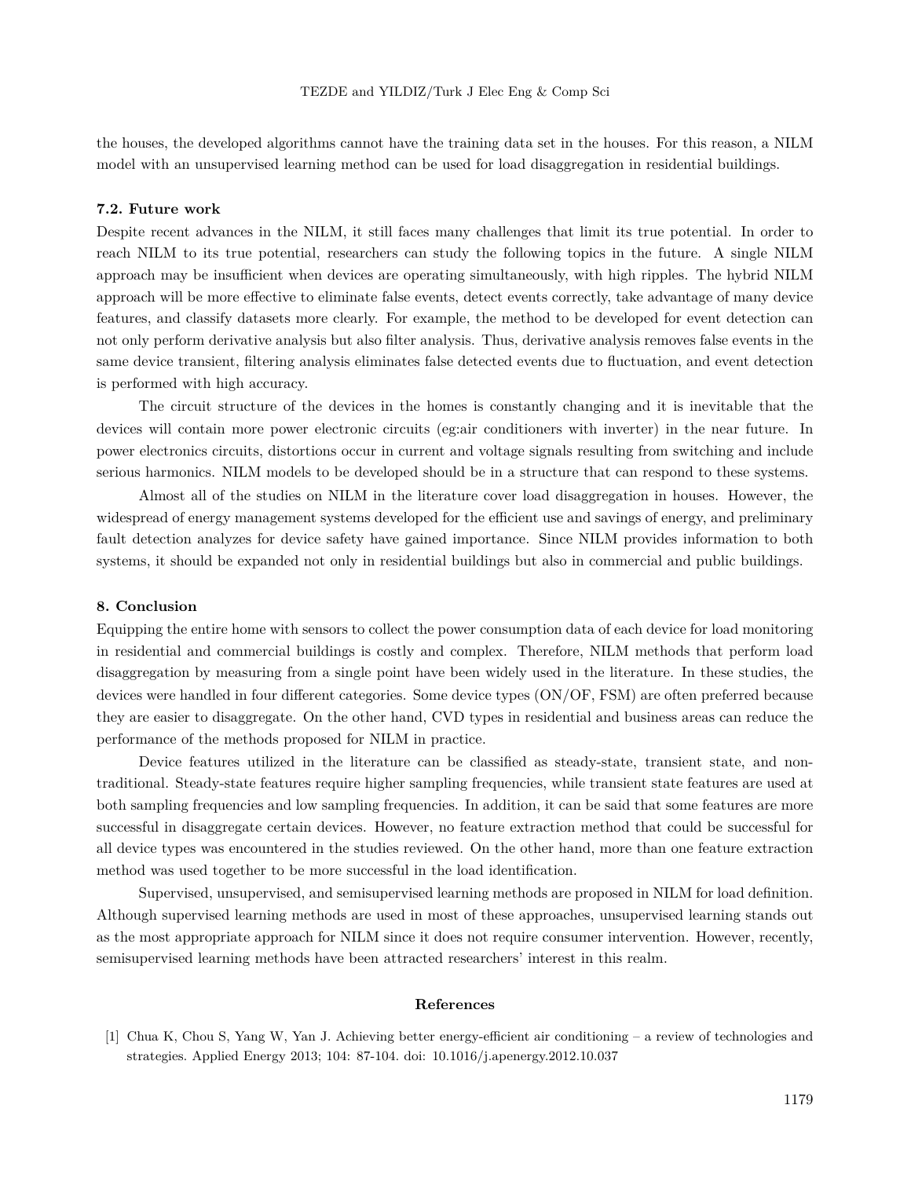the houses, the developed algorithms cannot have the training data set in the houses. For this reason, a NILM model with an unsupervised learning method can be used for load disaggregation in residential buildings.

### 7.2. Future work

Despite recent advances in the NILM, it still faces many challenges that limit its true potential. In order to reach NILM to its true potential, researchers can study the following topics in the future. A single NILM approach may be insufficient when devices are operating simultaneously, with high ripples. The hybrid NILM approach will be more effective to eliminate false events, detect events correctly, take advantage of many device features, and classify datasets more clearly. For example, the method to be developed for event detection can not only perform derivative analysis but also filter analysis. Thus, derivative analysis removes false events in the same device transient, filtering analysis eliminates false detected events due to fluctuation, and event detection is performed with high accuracy.

The circuit structure of the devices in the homes is constantly changing and it is inevitable that the devices will contain more power electronic circuits (eg:air conditioners with inverter) in the near future. In power electronics circuits, distortions occur in current and voltage signals resulting from switching and include serious harmonics. NILM models to be developed should be in a structure that can respond to these systems.

Almost all of the studies on NILM in the literature cover load disaggregation in houses. However, the widespread of energy management systems developed for the efficient use and savings of energy, and preliminary fault detection analyzes for device safety have gained importance. Since NILM provides information to both systems, it should be expanded not only in residential buildings but also in commercial and public buildings.

## 8. Conclusion

Equipping the entire home with sensors to collect the power consumption data of each device for load monitoring in residential and commercial buildings is costly and complex. Therefore, NILM methods that perform load disaggregation by measuring from a single point have been widely used in the literature. In these studies, the devices were handled in four different categories. Some device types (ON/OF, FSM) are often preferred because they are easier to disaggregate. On the other hand, CVD types in residential and business areas can reduce the performance of the methods proposed for NILM in practice.

Device features utilized in the literature can be classified as steady-state, transient state, and non-traditional. Steady-state features require higher sampling frequencies, while transient state features are used at both sampling frequencies and low sampling frequencies. In addition, it can be said that some features are more successful in disaggregate certain devices. However, no feature extraction method that could be successful for all device types was encountered in the studies reviewed. On the other hand, more than one feature extraction method was used together to be more successful in the load identification.

Supervised, unsupervised, and semisupervised learning methods are proposed in NILM for load definition. Although supervised learning methods are used in most of these approaches, unsupervised learning stands out as the most appropriate approach for NILM since it does not require consumer intervention. However, recently, semisupervised learning methods have been attracted researchers' interest in this realm.

## References

[1] Chua K, Chou S, Yang W, Yan J. Achieving better energy-efficient air conditioning – a review of technologies and strategies. Applied Energy 2013; 104: 87-104. doi: 10.1016/j.apenergy.2012.10.037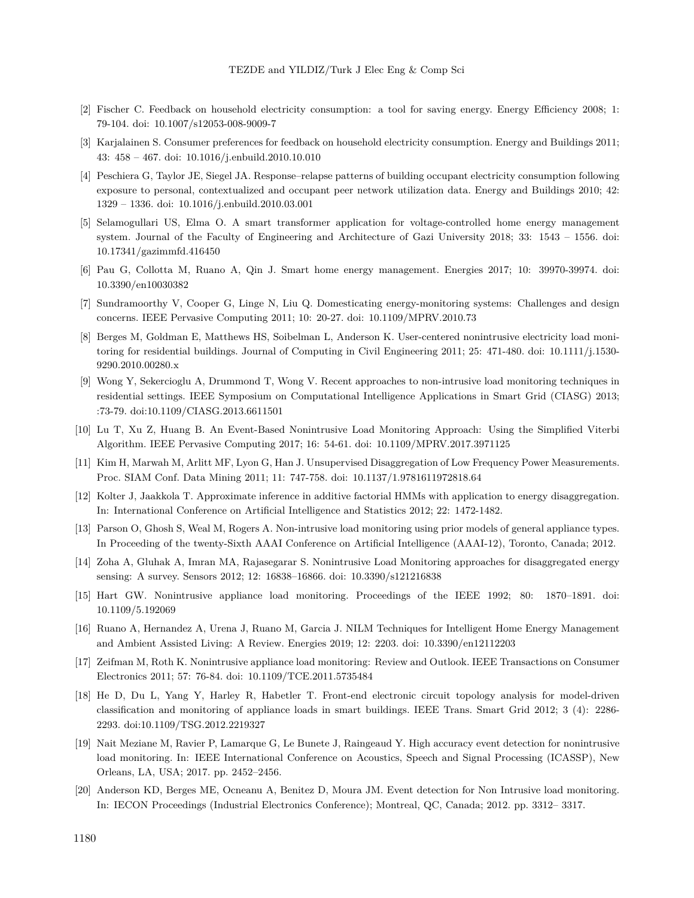[2] Fischer C. Feedback on household electricity consumption: a tool for saving energy. Energy Efficiency 2008; 1: 79-104. doi: 10.1007/s12053-008-9009-7

[3] Karjalainen S. Consumer preferences for feedback on household electricity consumption. Energy and Buildings 2011; 43: 458 – 467. doi: 10.1016/j.enbuild.2010.10.010

[4] Peschiera G, Taylor JE, Siegel JA. Response–relapse patterns of building occupant electricity consumption following exposure to personal, contextualized and occupant peer network utilization data. Energy and Buildings 2010; 42: 1329 – 1336. doi: 10.1016/j.enbuild.2010.03.001

[5] Selamogullari US, Elma O. A smart transformer application for voltage-controlled home energy management system. Journal of the Faculty of Engineering and Architecture of Gazi University 2018; 33: 1543 – 1556. doi: 10.17341/gazimmfd.416450

[6] Pau G, Collotta M, Ruano A, Qin J. Smart home energy management. Energies 2017; 10: 39970-39974. doi: 10.3390/en10030382

[7] Sundramoorthy V, Cooper G, Linge N, Liu Q. Domesticating energy-monitoring systems: Challenges and design concerns. IEEE Pervasive Computing 2011; 10: 20-27. doi: 10.1109/MPRV.2010.73

[8] Berges M, Goldman E, Matthews HS, Soibelman L, Anderson K. User-centered nonintrusive electricity load monitoring for residential buildings. Journal of Computing in Civil Engineering 2011; 25: 471-480. doi: 10.1111/j.1530-9290.2010.00280.x

[9] Wong Y, Sekercioglu A, Drummond T, Wong V. Recent approaches to non-intrusive load monitoring techniques in residential settings. IEEE Symposium on Computational Intelligence Applications in Smart Grid (CIASG) 2013; :73-79. doi:10.1109/CIASG.2013.6611501

[10] Lu T, Xu Z, Huang B. An Event-Based Nonintrusive Load Monitoring Approach: Using the Simplified Viterbi Algorithm. IEEE Pervasive Computing 2017; 16: 54-61. doi: 10.1109/MPRV.2017.3971125

[11] Kim H, Marwah M, Arlitt MF, Lyon G, Han J. Unsupervised Disaggregation of Low Frequency Power Measurements. Proc. SIAM Conf. Data Mining 2011; 11: 747-758. doi: 10.1137/1.9781611972818.64

[12] Kolter J, Jaakkola T. Approximate inference in additive factorial HMMs with application to energy disaggregation. In: International Conference on Artificial Intelligence and Statistics 2012; 22: 1472-1482.

[13] Parson O, Ghosh S, Weal M, Rogers A. Non-intrusive load monitoring using prior models of general appliance types. In Proceeding of the twenty-Sixth AAAI Conference on Artificial Intelligence (AAAI-12), Toronto, Canada; 2012.

[14] Zoha A, Gluhak A, Imran MA, Rajasegarar S. Nonintrusive Load Monitoring approaches for disaggregated energy sensing: A survey. Sensors 2012; 12: 16838–16866. doi: 10.3390/s121216838

[15] Hart GW. Nonintrusive appliance load monitoring. Proceedings of the IEEE 1992; 80: 1870–1891. doi: 10.1109/5.192069

[16] Ruano A, Hernandez A, Urena J, Ruano M, Garcia J. NILM Techniques for Intelligent Home Energy Management and Ambient Assisted Living: A Review. Energies 2019; 12: 2203. doi: 10.3390/en12112203

[17] Zeifman M, Roth K. Nonintrusive appliance load monitoring: Review and Outlook. IEEE Transactions on Consumer Electronics 2011; 57: 76-84. doi: 10.1109/TCE.2011.5735484

[18] He D, Du L, Yang Y, Harley R, Habetler T. Front-end electronic circuit topology analysis for model-driven classification and monitoring of appliance loads in smart buildings. IEEE Trans. Smart Grid 2012; 3 (4): 2286-2293. doi:10.1109/TSG.2012.2219327

[19] Nait Meziane M, Ravier P, Lamarque G, Le Bunete J, Raingeaud Y. High accuracy event detection for nonintrusive load monitoring. In: IEEE International Conference on Acoustics, Speech and Signal Processing (ICASSP), New Orleans, LA, USA; 2017. pp. 2452–2456.

[20] Anderson KD, Berges ME, Ocneanu A, Benitez D, Moura JM. Event detection for Non Intrusive load monitoring. In: IECON Proceedings (Industrial Electronics Conference); Montreal, QC, Canada; 2012. pp. 3312– 3317.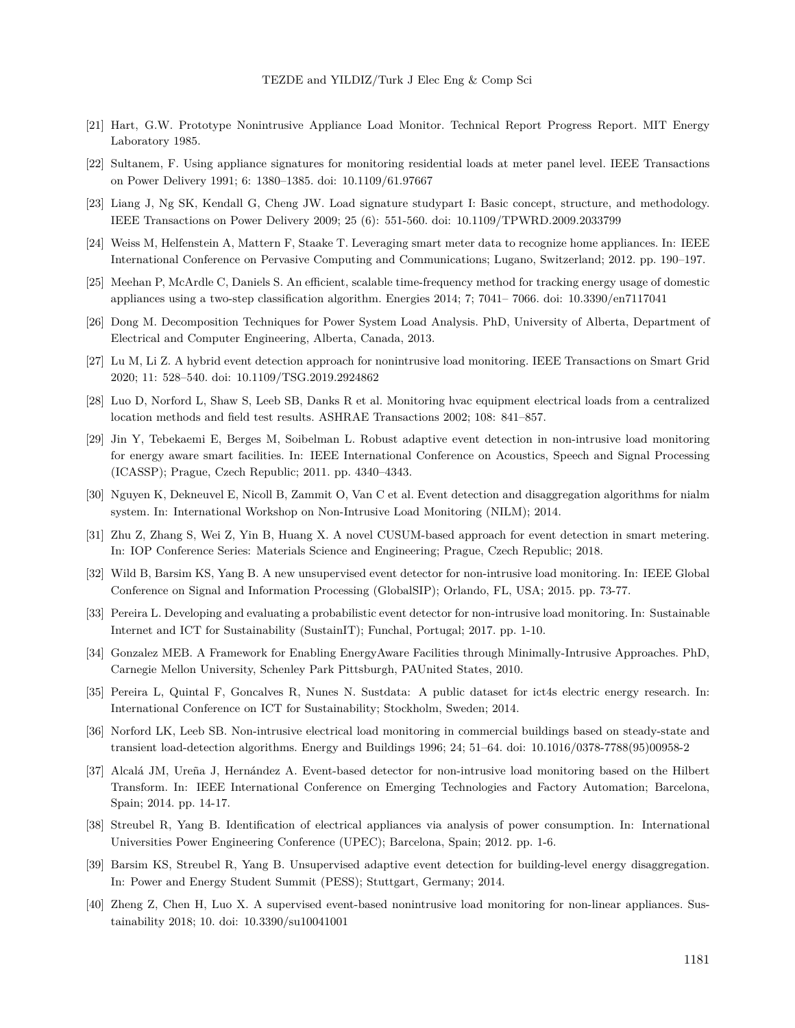[21] Hart, G.W. Prototype Nonintrusive Appliance Load Monitor. Technical Report Progress Report. MIT Energy Laboratory 1985.

[22] Sultanem, F. Using appliance signatures for monitoring residential loads at meter panel level. IEEE Transactions on Power Delivery 1991; 6: 1380–1385. doi: 10.1109/61.97667

[23] Liang J, Ng SK, Kendall G, Cheng JW. Load signature studypart I: Basic concept, structure, and methodology. IEEE Transactions on Power Delivery 2009; 25 (6): 551-560. doi: 10.1109/TPWRD.2009.2033799

[24] Weiss M, Helfenstein A, Mattern F, Staake T. Leveraging smart meter data to recognize home appliances. In: IEEE International Conference on Pervasive Computing and Communications; Lugano, Switzerland; 2012. pp. 190–197.

[25] Meehan P, McArdle C, Daniels S. An efficient, scalable time-frequency method for tracking energy usage of domestic appliances using a two-step classification algorithm. Energies 2014; 7; 7041– 7066. doi: 10.3390/en7117041

[26] Dong M. Decomposition Techniques for Power System Load Analysis. PhD, University of Alberta, Department of Electrical and Computer Engineering, Alberta, Canada, 2013.

[27] Lu M, Li Z. A hybrid event detection approach for nonintrusive load monitoring. IEEE Transactions on Smart Grid 2020; 11: 528–540. doi: 10.1109/TSG.2019.2924862

[28] Luo D, Norford L, Shaw S, Leeb SB, Danks R et al. Monitoring hvac equipment electrical loads from a centralized location methods and field test results. ASHRAE Transactions 2002; 108: 841–857.

[29] Jin Y, Tebekaemi E, Berges M, Soibelman L. Robust adaptive event detection in non-intrusive load monitoring for energy aware smart facilities. In: IEEE International Conference on Acoustics, Speech and Signal Processing (ICASSP); Prague, Czech Republic; 2011. pp. 4340–4343.

[30] Nguyen K, Dekneuvel E, Nicoll B, Zammit O, Van C et al. Event detection and disaggregation algorithms for nialm system. In: International Workshop on Non-Intrusive Load Monitoring (NILM); 2014.

[31] Zhu Z, Zhang S, Wei Z, Yin B, Huang X. A novel CUSUM-based approach for event detection in smart metering. In: IOP Conference Series: Materials Science and Engineering; Prague, Czech Republic; 2018.

[32] Wild B, Barsim KS, Yang B. A new unsupervised event detector for non-intrusive load monitoring. In: IEEE Global Conference on Signal and Information Processing (GlobalSIP); Orlando, FL, USA; 2015. pp. 73-77.

[33] Pereira L. Developing and evaluating a probabilistic event detector for non-intrusive load monitoring. In: Sustainable Internet and ICT for Sustainability (SustainIT); Funchal, Portugal; 2017. pp. 1-10.

[34] Gonzalez MEB. A Framework for Enabling EnergyAware Facilities through Minimally-Intrusive Approaches. PhD, Carnegie Mellon University, Schenley Park Pittsburgh, PAUnited States, 2010.

[35] Pereira L, Quintal F, Goncalves R, Nunes N. Sustdata: A public dataset for ict4s electric energy research. In: International Conference on ICT for Sustainability; Stockholm, Sweden; 2014.

[36] Norford LK, Leeb SB. Non-intrusive electrical load monitoring in commercial buildings based on steady-state and transient load-detection algorithms. Energy and Buildings 1996; 24; 51–64. doi: 10.1016/0378-7788(95)00958-2

[37] Alcalá JM, Ureña J, Hernández A. Event-based detector for non-intrusive load monitoring based on the Hilbert Transform. In: IEEE International Conference on Emerging Technologies and Factory Automation; Barcelona, Spain; 2014. pp. 14-17.

[38] Streubel R, Yang B. Identification of electrical appliances via analysis of power consumption. In: International Universities Power Engineering Conference (UPEC); Barcelona, Spain; 2012. pp. 1-6.

[39] Barsim KS, Streubel R, Yang B. Unsupervised adaptive event detection for building-level energy disaggregation. In: Power and Energy Student Summit (PESS); Stuttgart, Germany; 2014.

[40] Zheng Z, Chen H, Luo X. A supervised event-based nonintrusive load monitoring for non-linear appliances. Sustainability 2018; 10. doi: 10.3390/su10041001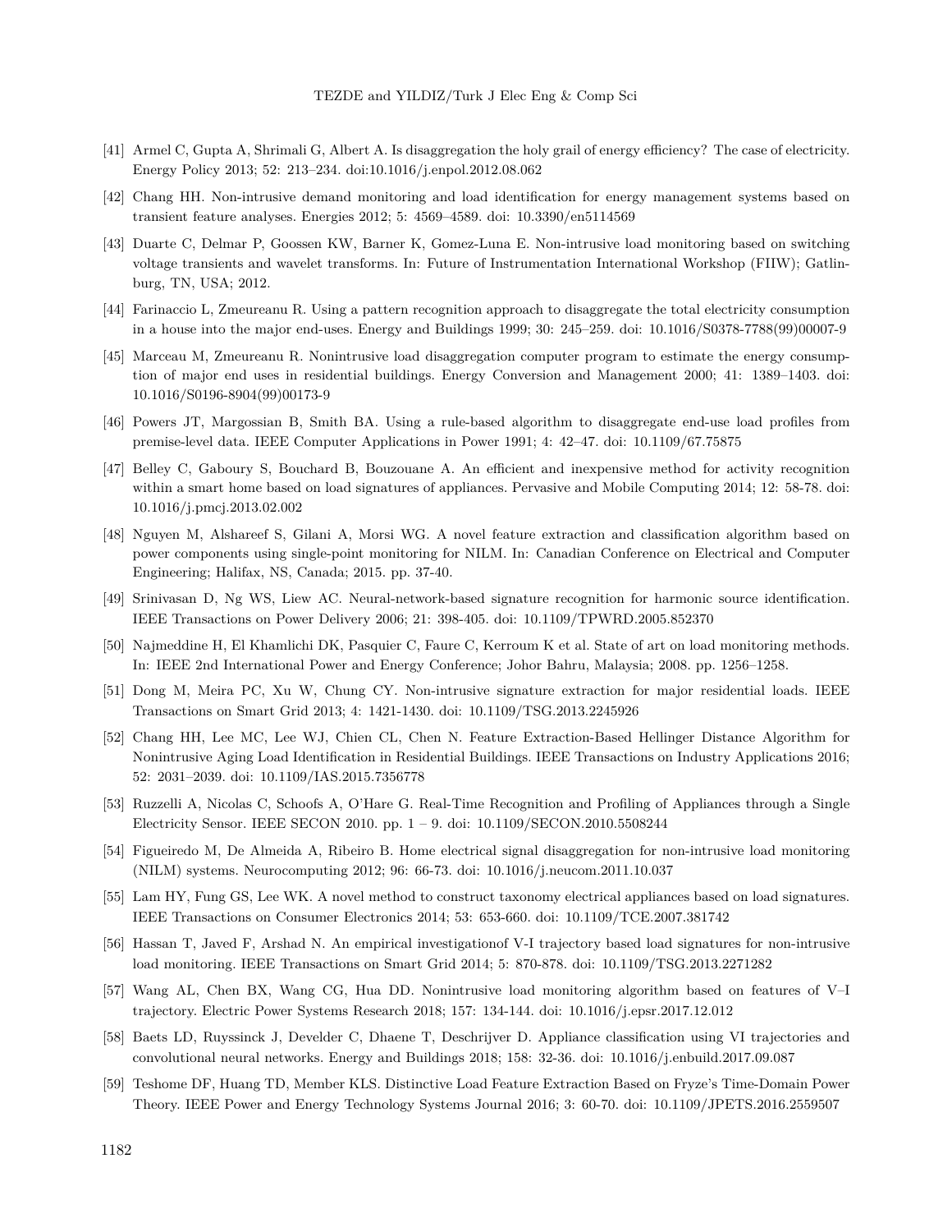[41] Armel C, Gupta A, Shrimali G, Albert A. Is disaggregation the holy grail of energy efficiency? The case of electricity. Energy Policy 2013; 52: 213–234. doi:10.1016/j.enpol.2012.08.062

[42] Chang HH. Non-intrusive demand monitoring and load identification for energy management systems based on transient feature analyses. Energies 2012; 5: 4569–4589. doi: 10.3390/en5114569

[43] Duarte C, Delmar P, Goossen KW, Barner K, Gomez-Luna E. Non-intrusive load monitoring based on switching voltage transients and wavelet transforms. In: Future of Instrumentation International Workshop (FIIW); Gatlinburg, TN, USA; 2012.

[44] Farinaccio L, Zmeureanu R. Using a pattern recognition approach to disaggregate the total electricity consumption in a house into the major end-uses. Energy and Buildings 1999; 30: 245–259. doi: 10.1016/S0378-7788(99)00007-9

[45] Marceau M, Zmeureanu R. Nonintrusive load disaggregation computer program to estimate the energy consumption of major end uses in residential buildings. Energy Conversion and Management 2000; 41: 1389–1403. doi: 10.1016/S0196-8904(99)00173-9

[46] Powers JT, Margossian B, Smith BA. Using a rule-based algorithm to disaggregate end-use load profiles from premise-level data. IEEE Computer Applications in Power 1991; 4: 42–47. doi: 10.1109/67.75875

[47] Belley C, Gaboury S, Bouchard B, Bouzouane A. An efficient and inexpensive method for activity recognition within a smart home based on load signatures of appliances. Pervasive and Mobile Computing 2014; 12: 58-78. doi: 10.1016/j.pmcj.2013.02.002

[48] Nguyen M, Alshareef S, Gilani A, Morsi WG. A novel feature extraction and classification algorithm based on power components using single-point monitoring for NILM. In: Canadian Conference on Electrical and Computer Engineering; Halifax, NS, Canada; 2015. pp. 37-40.

[49] Srinivasan D, Ng WS, Liew AC. Neural-network-based signature recognition for harmonic source identification. IEEE Transactions on Power Delivery 2006; 21: 398-405. doi: 10.1109/TPWRD.2005.852370

[50] Najmeddine H, El Khamlichi DK, Pasquier C, Faure C, Kerroum K et al. State of art on load monitoring methods. In: IEEE 2nd International Power and Energy Conference; Johor Bahru, Malaysia; 2008. pp. 1256–1258.

[51] Dong M, Meira PC, Xu W, Chung CY. Non-intrusive signature extraction for major residential loads. IEEE Transactions on Smart Grid 2013; 4: 1421-1430. doi: 10.1109/TSG.2013.2245926

[52] Chang HH, Lee MC, Lee WJ, Chien CL, Chen N. Feature Extraction-Based Hellinger Distance Algorithm for Nonintrusive Aging Load Identification in Residential Buildings. IEEE Transactions on Industry Applications 2016; 52: 2031–2039. doi: 10.1109/IAS.2015.7356778

[53] Ruzzelli A, Nicolas C, Schoofs A, O'Hare G. Real-Time Recognition and Profiling of Appliances through a Single Electricity Sensor. IEEE SECON 2010. pp. 1 – 9. doi: 10.1109/SECON.2010.5508244

[54] Figueiredo M, De Almeida A, Ribeiro B. Home electrical signal disaggregation for non-intrusive load monitoring (NILM) systems. Neurocomputing 2012; 96: 66-73. doi: 10.1016/j.neucom.2011.10.037

[55] Lam HY, Fung GS, Lee WK. A novel method to construct taxonomy electrical appliances based on load signatures. IEEE Transactions on Consumer Electronics 2014; 53: 653-660. doi: 10.1109/TCE.2007.381742

[56] Hassan T, Javed F, Arshad N. An empirical investigationof V-I trajectory based load signatures for non-intrusive load monitoring. IEEE Transactions on Smart Grid 2014; 5: 870-878. doi: 10.1109/TSG.2013.2271282

[57] Wang AL, Chen BX, Wang CG, Hua DD. Nonintrusive load monitoring algorithm based on features of V–I trajectory. Electric Power Systems Research 2018; 157: 134-144. doi: 10.1016/j.epsr.2017.12.012

[58] Baets LD, Ruyssinck J, Develder C, Dhaene T, Deschrijver D. Appliance classification using VI trajectories and convolutional neural networks. Energy and Buildings 2018; 158: 32-36. doi: 10.1016/j.enbuild.2017.09.087

[59] Teshome DF, Huang TD, Member KLS. Distinctive Load Feature Extraction Based on Fryze's Time-Domain Power Theory. IEEE Power and Energy Technology Systems Journal 2016; 3: 60-70. doi: 10.1109/JPETS.2016.2559507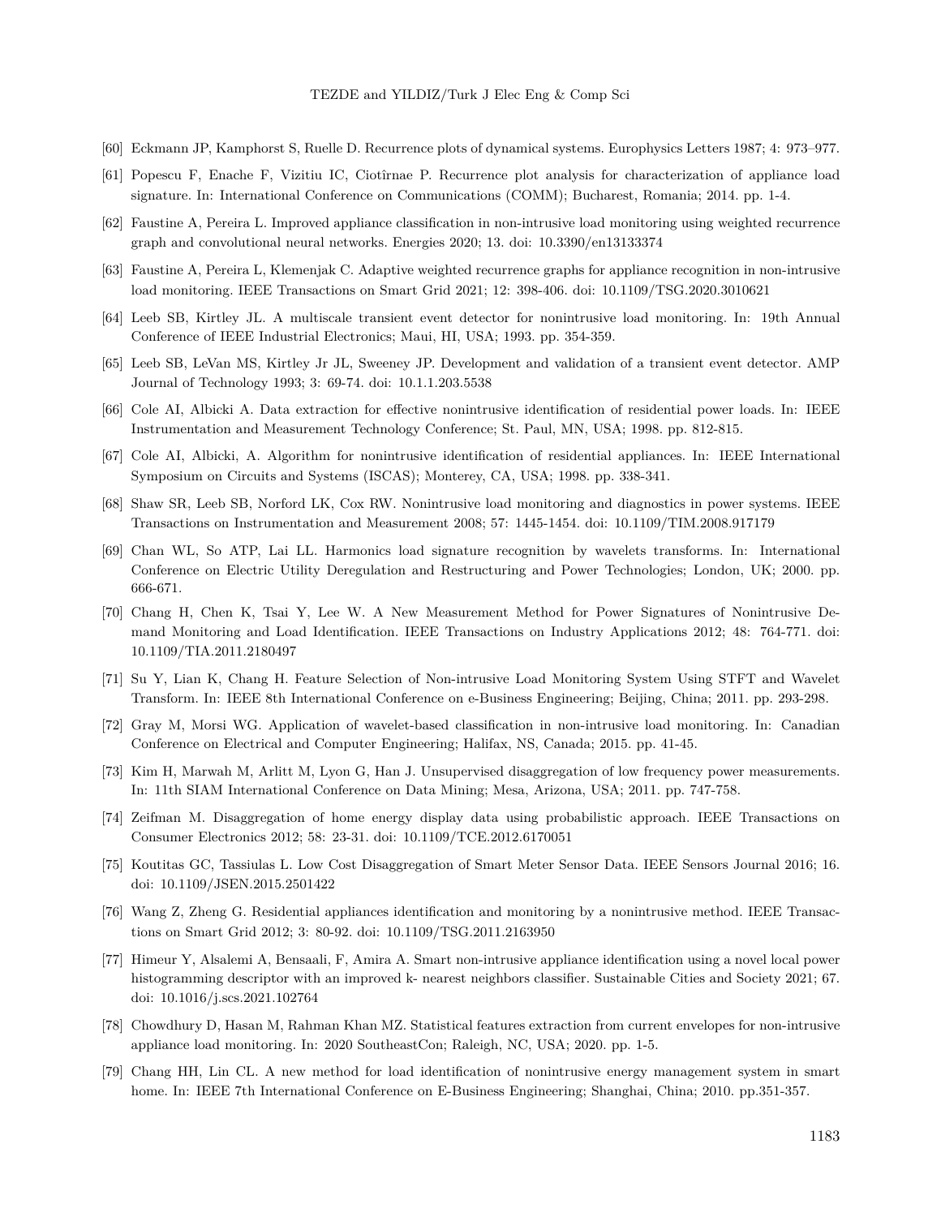[60] Eckmann JP, Kamphorst S, Ruelle D. Recurrence plots of dynamical systems. Europhysics Letters 1987; 4: 973–977.

[61] Popescu F, Enache F, Vizitiu IC, Ciotîrnae P. Recurrence plot analysis for characterization of appliance load signature. In: International Conference on Communications (COMM); Bucharest, Romania; 2014. pp. 1-4.

[62] Faustine A, Pereira L. Improved appliance classification in non-intrusive load monitoring using weighted recurrence graph and convolutional neural networks. Energies 2020; 13. doi: 10.3390/en13133374

[63] Faustine A, Pereira L, Klemenjak C. Adaptive weighted recurrence graphs for appliance recognition in non-intrusive load monitoring. IEEE Transactions on Smart Grid 2021; 12: 398-406. doi: 10.1109/TSG.2020.3010621

[64] Leeb SB, Kirtley JL. A multiscale transient event detector for nonintrusive load monitoring. In: 19th Annual Conference of IEEE Industrial Electronics; Maui, HI, USA; 1993. pp. 354-359.

[65] Leeb SB, LeVan MS, Kirtley Jr JL, Sweeney JP. Development and validation of a transient event detector. AMP Journal of Technology 1993; 3: 69-74. doi: 10.1.1.203.5538

[66] Cole AI, Albicki A. Data extraction for effective nonintrusive identification of residential power loads. In: IEEE Instrumentation and Measurement Technology Conference; St. Paul, MN, USA; 1998. pp. 812-815.

[67] Cole AI, Albicki, A. Algorithm for nonintrusive identification of residential appliances. In: IEEE International Symposium on Circuits and Systems (ISCAS); Monterey, CA, USA; 1998. pp. 338-341.

[68] Shaw SR, Leeb SB, Norford LK, Cox RW. Nonintrusive load monitoring and diagnostics in power systems. IEEE Transactions on Instrumentation and Measurement 2008; 57: 1445-1454. doi: 10.1109/TIM.2008.917179

[69] Chan WL, So ATP, Lai LL. Harmonics load signature recognition by wavelets transforms. In: International Conference on Electric Utility Deregulation and Restructuring and Power Technologies; London, UK; 2000. pp. 666-671.

[70] Chang H, Chen K, Tsai Y, Lee W. A New Measurement Method for Power Signatures of Nonintrusive Demand Monitoring and Load Identification. IEEE Transactions on Industry Applications 2012; 48: 764-771. doi: 10.1109/TIA.2011.2180497

[71] Su Y, Lian K, Chang H. Feature Selection of Non-intrusive Load Monitoring System Using STFT and Wavelet Transform. In: IEEE 8th International Conference on e-Business Engineering; Beijing, China; 2011. pp. 293-298.

[72] Gray M, Morsi WG. Application of wavelet-based classification in non-intrusive load monitoring. In: Canadian Conference on Electrical and Computer Engineering; Halifax, NS, Canada; 2015. pp. 41-45.

[73] Kim H, Marwah M, Arlitt M, Lyon G, Han J. Unsupervised disaggregation of low frequency power measurements. In: 11th SIAM International Conference on Data Mining; Mesa, Arizona, USA; 2011. pp. 747-758.

[74] Zeifman M. Disaggregation of home energy display data using probabilistic approach. IEEE Transactions on Consumer Electronics 2012; 58: 23-31. doi: 10.1109/TCE.2012.6170051

[75] Koutitas GC, Tassiulas L. Low Cost Disaggregation of Smart Meter Sensor Data. IEEE Sensors Journal 2016; 16. doi: 10.1109/JSEN.2015.2501422

[76] Wang Z, Zheng G. Residential appliances identification and monitoring by a nonintrusive method. IEEE Transactions on Smart Grid 2012; 3: 80-92. doi: 10.1109/TSG.2011.2163950

[77] Himeur Y, Alsalemi A, Bensaali, F, Amira A. Smart non-intrusive appliance identification using a novel local power histogramming descriptor with an improved k- nearest neighbors classifier. Sustainable Cities and Society 2021; 67. doi: 10.1016/j.scs.2021.102764

[78] Chowdhury D, Hasan M, Rahman Khan MZ. Statistical features extraction from current envelopes for non-intrusive appliance load monitoring. In: 2020 SoutheastCon; Raleigh, NC, USA; 2020. pp. 1-5.

[79] Chang HH, Lin CL. A new method for load identification of nonintrusive energy management system in smart home. In: IEEE 7th International Conference on E-Business Engineering; Shanghai, China; 2010. pp.351-357.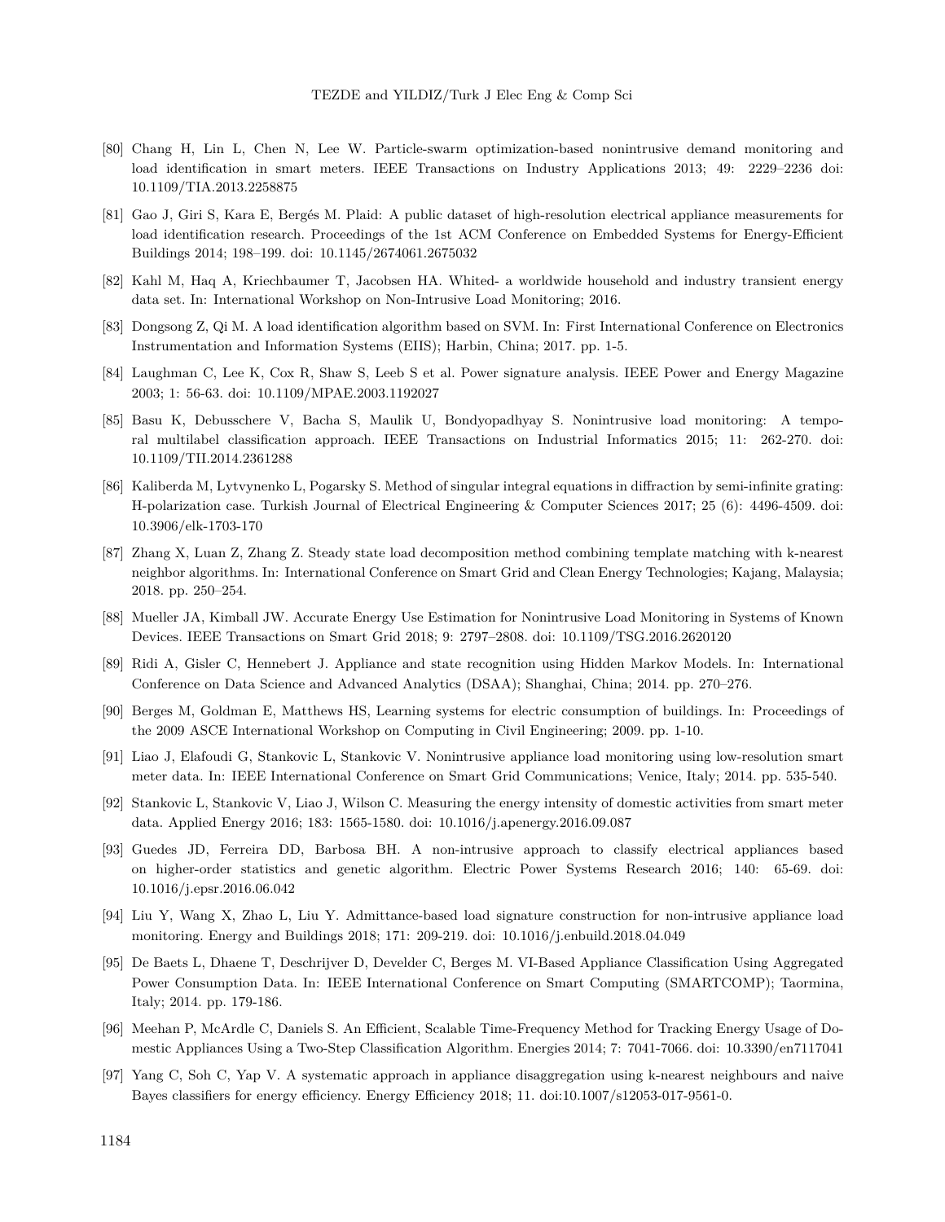[80] Chang H, Lin L, Chen N, Lee W. Particle-swarm optimization-based nonintrusive demand monitoring and load identification in smart meters. IEEE Transactions on Industry Applications 2013; 49: 2229–2236 doi: 10.1109/TIA.2013.2258875

[81] Gao J, Giri S, Kara E, Bergés M. Plaid: A public dataset of high-resolution electrical appliance measurements for load identification research. Proceedings of the 1st ACM Conference on Embedded Systems for Energy-Efficient Buildings 2014; 198–199. doi: 10.1145/2674061.2675032

[82] Kahl M, Haq A, Kriechbaumer T, Jacobsen HA. Whited- a worldwide household and industry transient energy data set. In: International Workshop on Non-Intrusive Load Monitoring; 2016.

[83] Dongsong Z, Qi M. A load identification algorithm based on SVM. In: First International Conference on Electronics Instrumentation and Information Systems (EIIS); Harbin, China; 2017. pp. 1-5.

[84] Laughman C, Lee K, Cox R, Shaw S, Leeb S et al. Power signature analysis. IEEE Power and Energy Magazine 2003; 1: 56-63. doi: 10.1109/MPAE.2003.1192027

[85] Basu K, Debusschere V, Bacha S, Maulik U, Bondyopadhyay S. Nonintrusive load monitoring: A temporal multilabel classification approach. IEEE Transactions on Industrial Informatics 2015; 11: 262-270. doi: 10.1109/TII.2014.2361288

[86] Kaliberda M, Lytvynenko L, Pogarsky S. Method of singular integral equations in diffraction by semi-infinite grating: H-polarization case. Turkish Journal of Electrical Engineering & Computer Sciences 2017; 25 (6): 4496-4509. doi: 10.3906/elk-1703-170

[87] Zhang X, Luan Z, Zhang Z. Steady state load decomposition method combining template matching with k-nearest neighbor algorithms. In: International Conference on Smart Grid and Clean Energy Technologies; Kajang, Malaysia; 2018. pp. 250–254.

[88] Mueller JA, Kimball JW. Accurate Energy Use Estimation for Nonintrusive Load Monitoring in Systems of Known Devices. IEEE Transactions on Smart Grid 2018; 9: 2797–2808. doi: 10.1109/TSG.2016.2620120

[89] Ridi A, Gisler C, Hennebert J. Appliance and state recognition using Hidden Markov Models. In: International Conference on Data Science and Advanced Analytics (DSAA); Shanghai, China; 2014. pp. 270–276.

[90] Berges M, Goldman E, Matthews HS, Learning systems for electric consumption of buildings. In: Proceedings of the 2009 ASCE International Workshop on Computing in Civil Engineering; 2009. pp. 1-10.

[91] Liao J, Elafoudi G, Stankovic L, Stankovic V. Nonintrusive appliance load monitoring using low-resolution smart meter data. In: IEEE International Conference on Smart Grid Communications; Venice, Italy; 2014. pp. 535-540.

[92] Stankovic L, Stankovic V, Liao J, Wilson C. Measuring the energy intensity of domestic activities from smart meter data. Applied Energy 2016; 183: 1565-1580. doi: 10.1016/j.apenergy.2016.09.087

[93] Guedes JD, Ferreira DD, Barbosa BH. A non-intrusive approach to classify electrical appliances based on higher-order statistics and genetic algorithm. Electric Power Systems Research 2016; 140: 65-69. doi: 10.1016/j.epsr.2016.06.042

[94] Liu Y, Wang X, Zhao L, Liu Y. Admittance-based load signature construction for non-intrusive appliance load monitoring. Energy and Buildings 2018; 171: 209-219. doi: 10.1016/j.enbuild.2018.04.049

[95] De Baets L, Dhaene T, Deschrijver D, Develder C, Berges M. VI-Based Appliance Classification Using Aggregated Power Consumption Data. In: IEEE International Conference on Smart Computing (SMARTCOMP); Taormina, Italy; 2014. pp. 179-186.

[96] Meehan P, McArdle C, Daniels S. An Efficient, Scalable Time-Frequency Method for Tracking Energy Usage of Domestic Appliances Using a Two-Step Classification Algorithm. Energies 2014; 7: 7041-7066. doi: 10.3390/en7117041

[97] Yang C, Soh C, Yap V. A systematic approach in appliance disaggregation using k-nearest neighbours and naive Bayes classifiers for energy efficiency. Energy Efficiency 2018; 11. doi:10.1007/s12053-017-9561-0.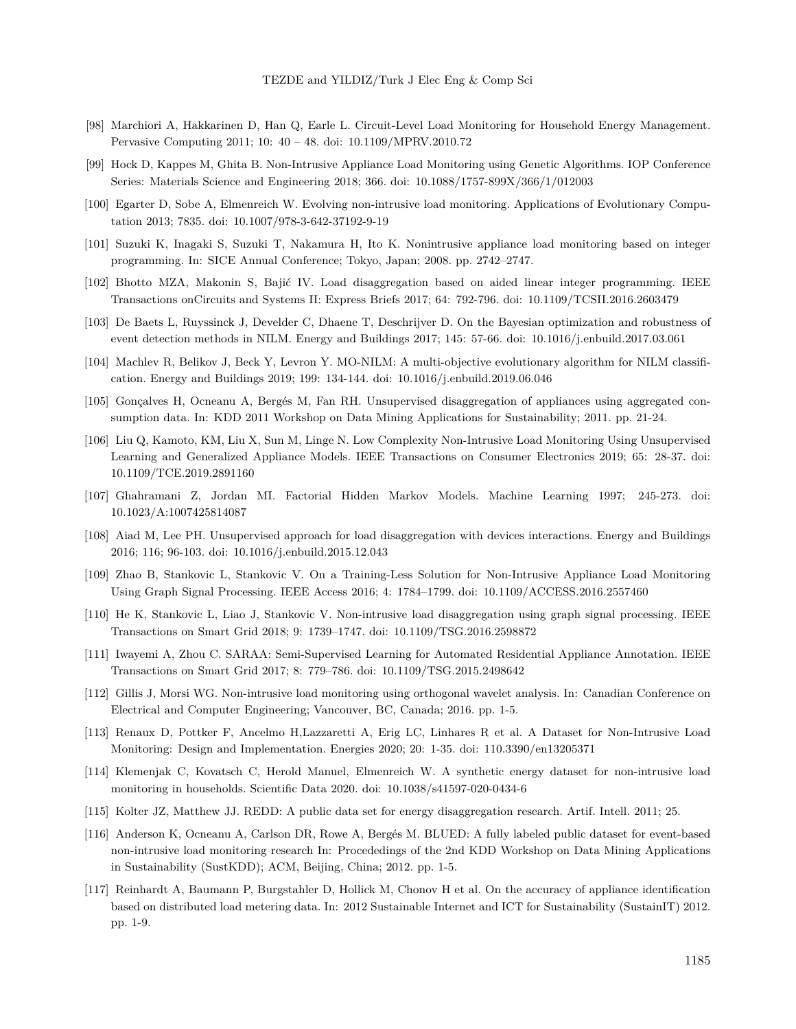[98] Marchiori A, Hakkarinen D, Han Q, Earle L. Circuit-Level Load Monitoring for Household Energy Management. Pervasive Computing 2011; 10: 40 – 48. doi: 10.1109/MPRV.2010.72

[99] Hock D, Kappes M, Ghita B. Non-Intrusive Appliance Load Monitoring using Genetic Algorithms. IOP Conference Series: Materials Science and Engineering 2018; 366. doi: 10.1088/1757-899X/366/1/012003

[100] Egarter D, Sobe A, Elmenreich W. Evolving non-intrusive load monitoring. Applications of Evolutionary Computation 2013; 7835. doi: 10.1007/978-3-642-37192-9-19

[101] Suzuki K, Inagaki S, Suzuki T, Nakamura H, Ito K. Nonintrusive appliance load monitoring based on integer programming. In: SICE Annual Conference; Tokyo, Japan; 2008. pp. 2742–2747.

[102] Bhotto MZA, Makonin S, Bajić IV. Load disaggregation based on aided linear integer programming. IEEE Transactions onCircuits and Systems II: Express Briefs 2017; 64: 792-796. doi: 10.1109/TCSII.2016.2603479

[103] De Baets L, Ruyssinck J, Develder C, Dhaene T, Deschrijver D. On the Bayesian optimization and robustness of event detection methods in NILM. Energy and Buildings 2017; 145: 57-66. doi: 10.1016/j.enbuild.2017.03.061

[104] Machlev R, Belikov J, Beck Y, Levron Y. MO-NILM: A multi-objective evolutionary algorithm for NILM classification. Energy and Buildings 2019; 199: 134-144. doi: 10.1016/j.enbuild.2019.06.046

[105] Gonçalves H, Ocneanu A, Bergés M, Fan RH. Unsupervised disaggregation of appliances using aggregated consumption data. In: KDD 2011 Workshop on Data Mining Applications for Sustainability; 2011. pp. 21-24.

[106] Liu Q, Kamoto, KM, Liu X, Sun M, Linge N. Low Complexity Non-Intrusive Load Monitoring Using Unsupervised Learning and Generalized Appliance Models. IEEE Transactions on Consumer Electronics 2019; 65: 28-37. doi: 10.1109/TCE.2019.2891160

[107] Ghahramani Z, Jordan MI. Factorial Hidden Markov Models. Machine Learning 1997; 245-273. doi: 10.1023/A:1007425814087

[108] Aiad M, Lee PH. Unsupervised approach for load disaggregation with devices interactions. Energy and Buildings 2016; 116; 96-103. doi: 10.1016/j.enbuild.2015.12.043

[109] Zhao B, Stankovic L, Stankovic V. On a Training-Less Solution for Non-Intrusive Appliance Load Monitoring Using Graph Signal Processing. IEEE Access 2016; 4: 1784–1799. doi: 10.1109/ACCESS.2016.2557460

[110] He K, Stankovic L, Liao J, Stankovic V. Non-intrusive load disaggregation using graph signal processing. IEEE Transactions on Smart Grid 2018; 9: 1739–1747. doi: 10.1109/TSG.2016.2598872

[111] Iwayemi A, Zhou C. SARAA: Semi-Supervised Learning for Automated Residential Appliance Annotation. IEEE Transactions on Smart Grid 2017; 8: 779–786. doi: 10.1109/TSG.2015.2498642

[112] Gillis J, Morsi WG. Non-intrusive load monitoring using orthogonal wavelet analysis. In: Canadian Conference on Electrical and Computer Engineering; Vancouver, BC, Canada; 2016. pp. 1-5.

[113] Renaux D, Pottker F, Ancelmo H,Lazzaretti A, Erig LC, Linhares R et al. A Dataset for Non-Intrusive Load Monitoring: Design and Implementation. Energies 2020; 20: 1-35. doi: 110.3390/en13205371

[114] Klemenjak C, Kovatsch C, Herold Manuel, Elmenreich W. A synthetic energy dataset for non-intrusive load monitoring in households. Scientific Data 2020. doi: 10.1038/s41597-020-0434-6

[115] Kolter JZ, Matthew JJ. REDD: A public data set for energy disaggregation research. Artif. Intell. 2011; 25.

[116] Anderson K, Ocneanu A, Carlson DR, Rowe A, Bergés M. BLUED: A fully labeled public dataset for event-based non-intrusive load monitoring research In: Procededings of the 2nd KDD Workshop on Data Mining Applications in Sustainability (SustKDD); ACM, Beijing, China; 2012. pp. 1-5.

[117] Reinhardt A, Baumann P, Burgstahler D, Hollick M, Chonov H et al. On the accuracy of appliance identification based on distributed load metering data. In: 2012 Sustainable Internet and ICT for Sustainability (SustainIT) 2012. pp. 1-9.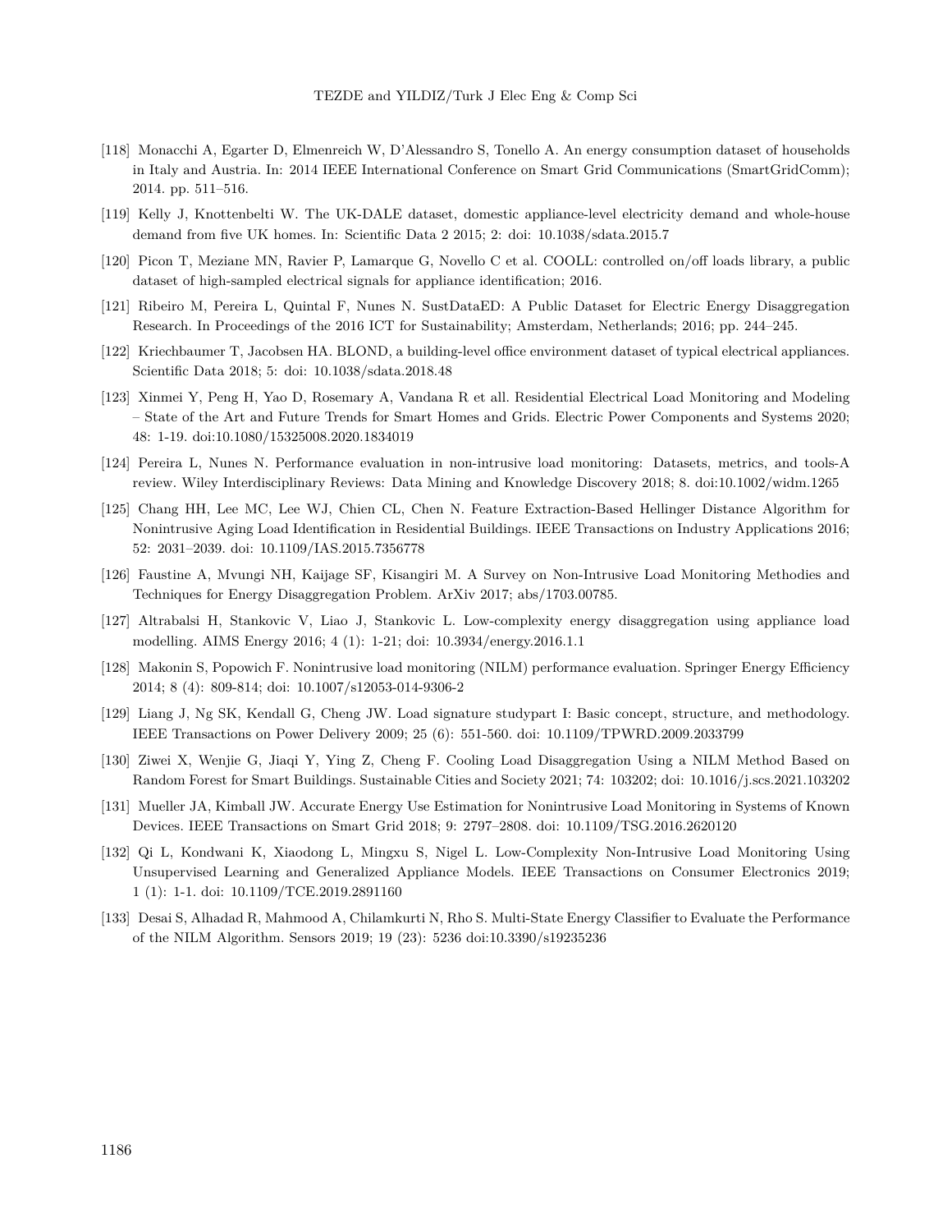[118] Monacchi A, Egarter D, Elmenreich W, D'Alessandro S, Tonello A. An energy consumption dataset of households in Italy and Austria. In: 2014 IEEE International Conference on Smart Grid Communications (SmartGridComm); 2014. pp. 511–516.

[119] Kelly J, Knottenbelti W. The UK-DALE dataset, domestic appliance-level electricity demand and whole-house demand from five UK homes. In: Scientific Data 2 2015; 2: doi: 10.1038/sdata.2015.7

[120] Picon T, Meziane MN, Ravier P, Lamarque G, Novello C et al. COOLL: controlled on/off loads library, a public dataset of high-sampled electrical signals for appliance identification; 2016.

[121] Ribeiro M, Pereira L, Quintal F, Nunes N. SustDataED: A Public Dataset for Electric Energy Disaggregation Research. In Proceedings of the 2016 ICT for Sustainability; Amsterdam, Netherlands; 2016; pp. 244–245.

[122] Kriechbaumer T, Jacobsen HA. BLOND, a building-level office environment dataset of typical electrical appliances. Scientific Data 2018; 5: doi: 10.1038/sdata.2018.48

[123] Xinmei Y, Peng H, Yao D, Rosemary A, Vandana R et all. Residential Electrical Load Monitoring and Modeling – State of the Art and Future Trends for Smart Homes and Grids. Electric Power Components and Systems 2020; 48: 1-19. doi:10.1080/15325008.2020.1834019

[124] Pereira L, Nunes N. Performance evaluation in non-intrusive load monitoring: Datasets, metrics, and tools-A review. Wiley Interdisciplinary Reviews: Data Mining and Knowledge Discovery 2018; 8. doi:10.1002/widm.1265

[125] Chang HH, Lee MC, Lee WJ, Chien CL, Chen N. Feature Extraction-Based Hellinger Distance Algorithm for Nonintrusive Aging Load Identification in Residential Buildings. IEEE Transactions on Industry Applications 2016; 52: 2031–2039. doi: 10.1109/IAS.2015.7356778

[126] Faustine A, Mvungi NH, Kaijage SF, Kisangiri M. A Survey on Non-Intrusive Load Monitoring Methodies and Techniques for Energy Disaggregation Problem. ArXiv 2017; abs/1703.00785.

[127] Altrabalsi H, Stankovic V, Liao J, Stankovic L. Low-complexity energy disaggregation using appliance load modelling. AIMS Energy 2016; 4 (1): 1-21; doi: 10.3934/energy.2016.1.1

[128] Makonin S, Popowich F. Nonintrusive load monitoring (NILM) performance evaluation. Springer Energy Efficiency 2014; 8 (4): 809-814; doi: 10.1007/s12053-014-9306-2

[129] Liang J, Ng SK, Kendall G, Cheng JW. Load signature studypart I: Basic concept, structure, and methodology. IEEE Transactions on Power Delivery 2009; 25 (6): 551-560. doi: 10.1109/TPWRD.2009.2033799

[130] Ziwei X, Wenjie G, Jiaqi Y, Ying Z, Cheng F. Cooling Load Disaggregation Using a NILM Method Based on Random Forest for Smart Buildings. Sustainable Cities and Society 2021; 74: 103202; doi: 10.1016/j.scs.2021.103202

[131] Mueller JA, Kimball JW. Accurate Energy Use Estimation for Nonintrusive Load Monitoring in Systems of Known Devices. IEEE Transactions on Smart Grid 2018; 9: 2797–2808. doi: 10.1109/TSG.2016.2620120

[132] Qi L, Kondwani K, Xiaodong L, Mingxu S, Nigel L. Low-Complexity Non-Intrusive Load Monitoring Using Unsupervised Learning and Generalized Appliance Models. IEEE Transactions on Consumer Electronics 2019; 1 (1): 1-1. doi: 10.1109/TCE.2019.2891160

[133] Desai S, Alhadad R, Mahmood A, Chilamkurti N, Rho S. Multi-State Energy Classifier to Evaluate the Performance of the NILM Algorithm. Sensors 2019; 19 (23): 5236 doi:10.3390/s19235236